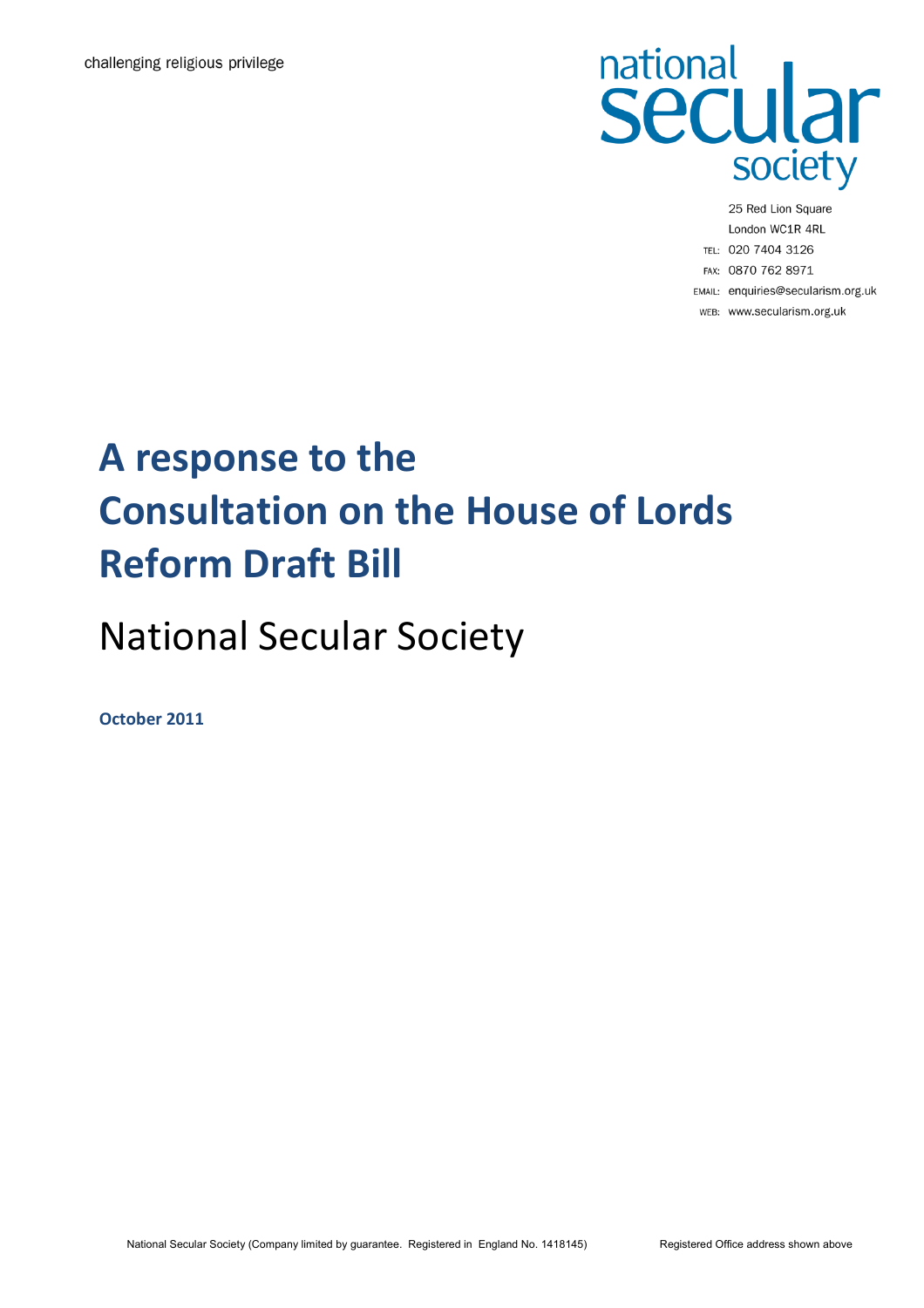challenging religious privilege

national secular society

25 Red Lion Square
London WC1R 4RL
TEL: 020 7404 3126
FAX: 0870 762 8971
EMAIL: enquiries@secularism.org.uk
WEB: www.secularism.org.uk

# A response to the Consultation on the House of Lords Reform Draft Bill

## National Secular Society

**October 2011**

National Secular Society (Company limited by guarantee. Registered in England No. 1418145) Registered Office address shown above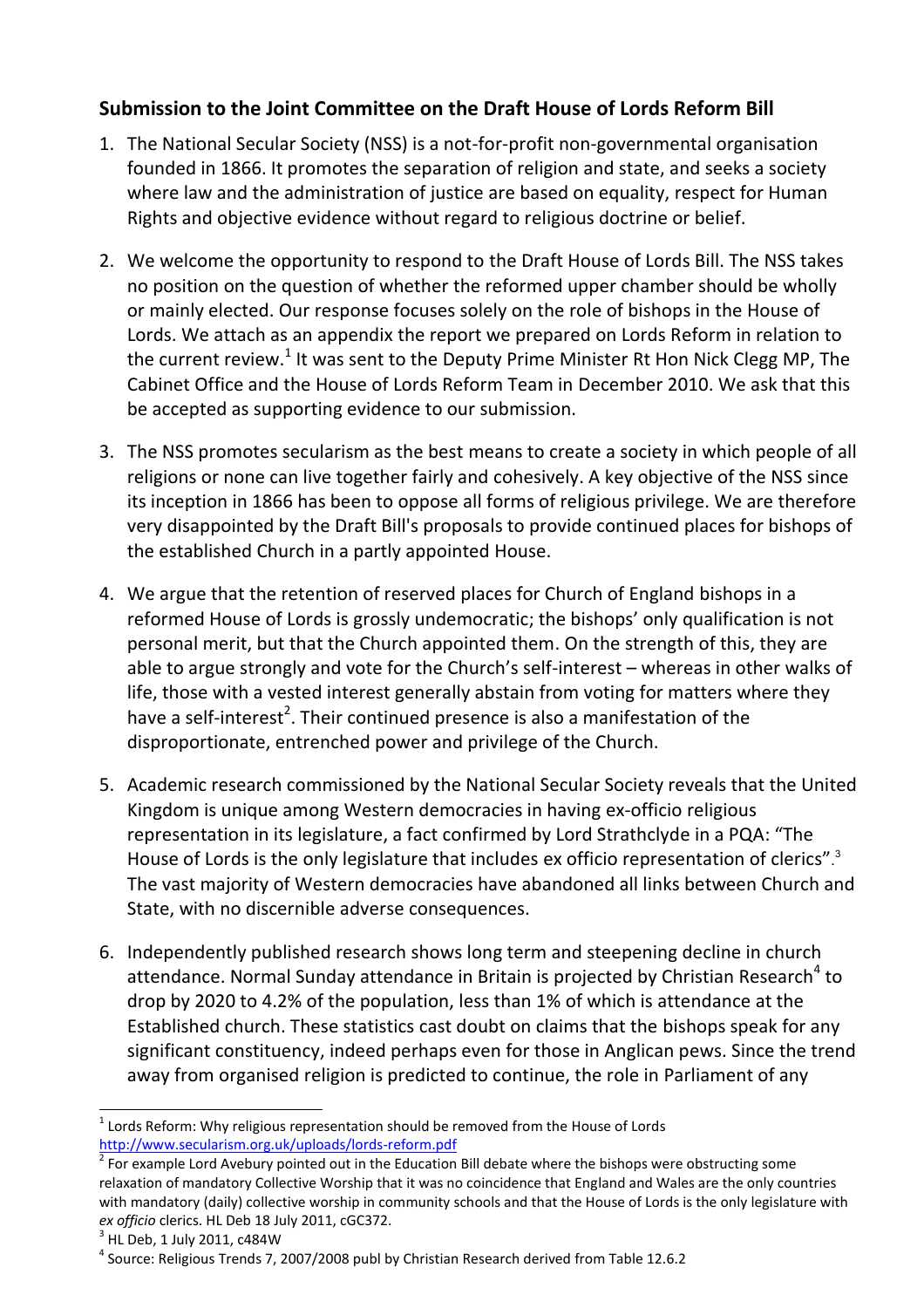## Submission to the Joint Committee on the Draft House of Lords Reform Bill

1. The National Secular Society (NSS) is a not-for-profit non-governmental organisation founded in 1866. It promotes the separation of religion and state, and seeks a society where law and the administration of justice are based on equality, respect for Human Rights and objective evidence without regard to religious doctrine or belief.

2. We welcome the opportunity to respond to the Draft House of Lords Bill. The NSS takes no position on the question of whether the reformed upper chamber should be wholly or mainly elected. Our response focuses solely on the role of bishops in the House of Lords. We attach as an appendix the report we prepared on Lords Reform in relation to the current review.[1] It was sent to the Deputy Prime Minister Rt Hon Nick Clegg MP, The Cabinet Office and the House of Lords Reform Team in December 2010. We ask that this be accepted as supporting evidence to our submission.

3. The NSS promotes secularism as the best means to create a society in which people of all religions or none can live together fairly and cohesively. A key objective of the NSS since its inception in 1866 has been to oppose all forms of religious privilege. We are therefore very disappointed by the Draft Bill's proposals to provide continued places for bishops of the established Church in a partly appointed House.

4. We argue that the retention of reserved places for Church of England bishops in a reformed House of Lords is grossly undemocratic; the bishops' only qualification is not personal merit, but that the Church appointed them. On the strength of this, they are able to argue strongly and vote for the Church's self-interest – whereas in other walks of life, those with a vested interest generally abstain from voting for matters where they have a self-interest[2]. Their continued presence is also a manifestation of the disproportionate, entrenched power and privilege of the Church.

5. Academic research commissioned by the National Secular Society reveals that the United Kingdom is unique among Western democracies in having ex-officio religious representation in its legislature, a fact confirmed by Lord Strathclyde in a PQA: "The House of Lords is the only legislature that includes ex officio representation of clerics".[3] The vast majority of Western democracies have abandoned all links between Church and State, with no discernible adverse consequences.

6. Independently published research shows long term and steepening decline in church attendance. Normal Sunday attendance in Britain is projected by Christian Research[4] to drop by 2020 to 4.2% of the population, less than 1% of which is attendance at the Established church. These statistics cast doubt on claims that the bishops speak for any significant constituency, indeed perhaps even for those in Anglican pews. Since the trend away from organised religion is predicted to continue, the role in Parliament of any

---

[1] Lords Reform: Why religious representation should be removed from the House of Lords http://www.secularism.org.uk/uploads/lords-reform.pdf

[2] For example Lord Avebury pointed out in the Education Bill debate where the bishops were obstructing some relaxation of mandatory Collective Worship that it was no coincidence that England and Wales are the only countries with mandatory (daily) collective worship in community schools and that the House of Lords is the only legislature with *ex officio* clerics. HL Deb 18 July 2011, cGC372.

[3] HL Deb, 1 July 2011, c484W

[4] Source: Religious Trends 7, 2007/2008 publ by Christian Research derived from Table 12.6.2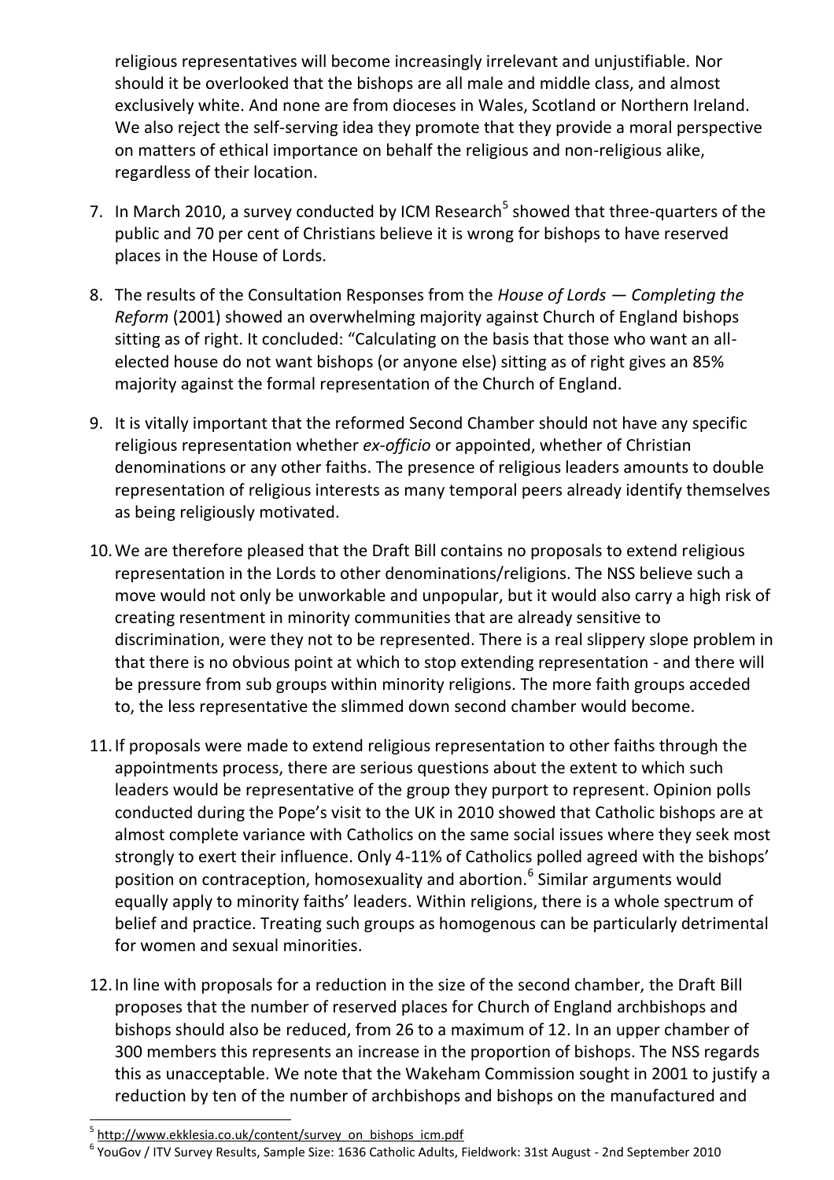religious representatives will become increasingly irrelevant and unjustifiable. Nor should it be overlooked that the bishops are all male and middle class, and almost exclusively white. And none are from dioceses in Wales, Scotland or Northern Ireland. We also reject the self-serving idea they promote that they provide a moral perspective on matters of ethical importance on behalf the religious and non-religious alike, regardless of their location.

7. In March 2010, a survey conducted by ICM Research[5] showed that three-quarters of the public and 70 per cent of Christians believe it is wrong for bishops to have reserved places in the House of Lords.

8. The results of the Consultation Responses from the *House of Lords — Completing the Reform* (2001) showed an overwhelming majority against Church of England bishops sitting as of right. It concluded: "Calculating on the basis that those who want an all-elected house do not want bishops (or anyone else) sitting as of right gives an 85% majority against the formal representation of the Church of England.

9. It is vitally important that the reformed Second Chamber should not have any specific religious representation whether *ex-officio* or appointed, whether of Christian denominations or any other faiths. The presence of religious leaders amounts to double representation of religious interests as many temporal peers already identify themselves as being religiously motivated.

10. We are therefore pleased that the Draft Bill contains no proposals to extend religious representation in the Lords to other denominations/religions. The NSS believe such a move would not only be unworkable and unpopular, but it would also carry a high risk of creating resentment in minority communities that are already sensitive to discrimination, were they not to be represented. There is a real slippery slope problem in that there is no obvious point at which to stop extending representation - and there will be pressure from sub groups within minority religions. The more faith groups acceded to, the less representative the slimmed down second chamber would become.

11. If proposals were made to extend religious representation to other faiths through the appointments process, there are serious questions about the extent to which such leaders would be representative of the group they purport to represent. Opinion polls conducted during the Pope's visit to the UK in 2010 showed that Catholic bishops are at almost complete variance with Catholics on the same social issues where they seek most strongly to exert their influence. Only 4-11% of Catholics polled agreed with the bishops' position on contraception, homosexuality and abortion.[6] Similar arguments would equally apply to minority faiths' leaders. Within religions, there is a whole spectrum of belief and practice. Treating such groups as homogenous can be particularly detrimental for women and sexual minorities.

12. In line with proposals for a reduction in the size of the second chamber, the Draft Bill proposes that the number of reserved places for Church of England archbishops and bishops should also be reduced, from 26 to a maximum of 12. In an upper chamber of 300 members this represents an increase in the proportion of bishops. The NSS regards this as unacceptable. We note that the Wakeham Commission sought in 2001 to justify a reduction by ten of the number of archbishops and bishops on the manufactured and

---

[5] http://www.ekklesia.co.uk/content/survey_on_bishops_icm.pdf

[6] YouGov / ITV Survey Results, Sample Size: 1636 Catholic Adults, Fieldwork: 31st August - 2nd September 2010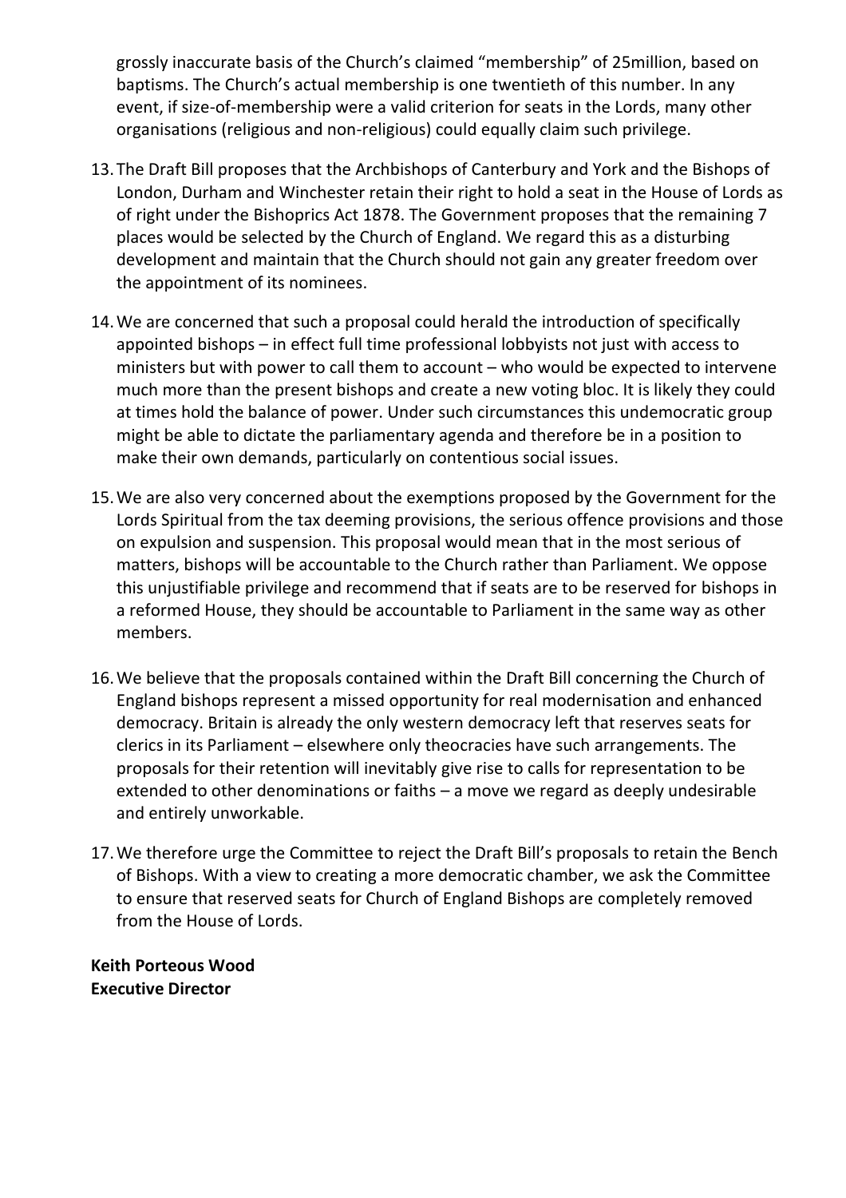grossly inaccurate basis of the Church's claimed "membership" of 25million, based on baptisms. The Church's actual membership is one twentieth of this number. In any event, if size-of-membership were a valid criterion for seats in the Lords, many other organisations (religious and non-religious) could equally claim such privilege.

13. The Draft Bill proposes that the Archbishops of Canterbury and York and the Bishops of London, Durham and Winchester retain their right to hold a seat in the House of Lords as of right under the Bishoprics Act 1878. The Government proposes that the remaining 7 places would be selected by the Church of England. We regard this as a disturbing development and maintain that the Church should not gain any greater freedom over the appointment of its nominees.

14. We are concerned that such a proposal could herald the introduction of specifically appointed bishops – in effect full time professional lobbyists not just with access to ministers but with power to call them to account – who would be expected to intervene much more than the present bishops and create a new voting bloc. It is likely they could at times hold the balance of power. Under such circumstances this undemocratic group might be able to dictate the parliamentary agenda and therefore be in a position to make their own demands, particularly on contentious social issues.

15. We are also very concerned about the exemptions proposed by the Government for the Lords Spiritual from the tax deeming provisions, the serious offence provisions and those on expulsion and suspension. This proposal would mean that in the most serious of matters, bishops will be accountable to the Church rather than Parliament. We oppose this unjustifiable privilege and recommend that if seats are to be reserved for bishops in a reformed House, they should be accountable to Parliament in the same way as other members.

16. We believe that the proposals contained within the Draft Bill concerning the Church of England bishops represent a missed opportunity for real modernisation and enhanced democracy. Britain is already the only western democracy left that reserves seats for clerics in its Parliament – elsewhere only theocracies have such arrangements. The proposals for their retention will inevitably give rise to calls for representation to be extended to other denominations or faiths – a move we regard as deeply undesirable and entirely unworkable.

17. We therefore urge the Committee to reject the Draft Bill's proposals to retain the Bench of Bishops. With a view to creating a more democratic chamber, we ask the Committee to ensure that reserved seats for Church of England Bishops are completely removed from the House of Lords.

**Keith Porteous Wood**
**Executive Director**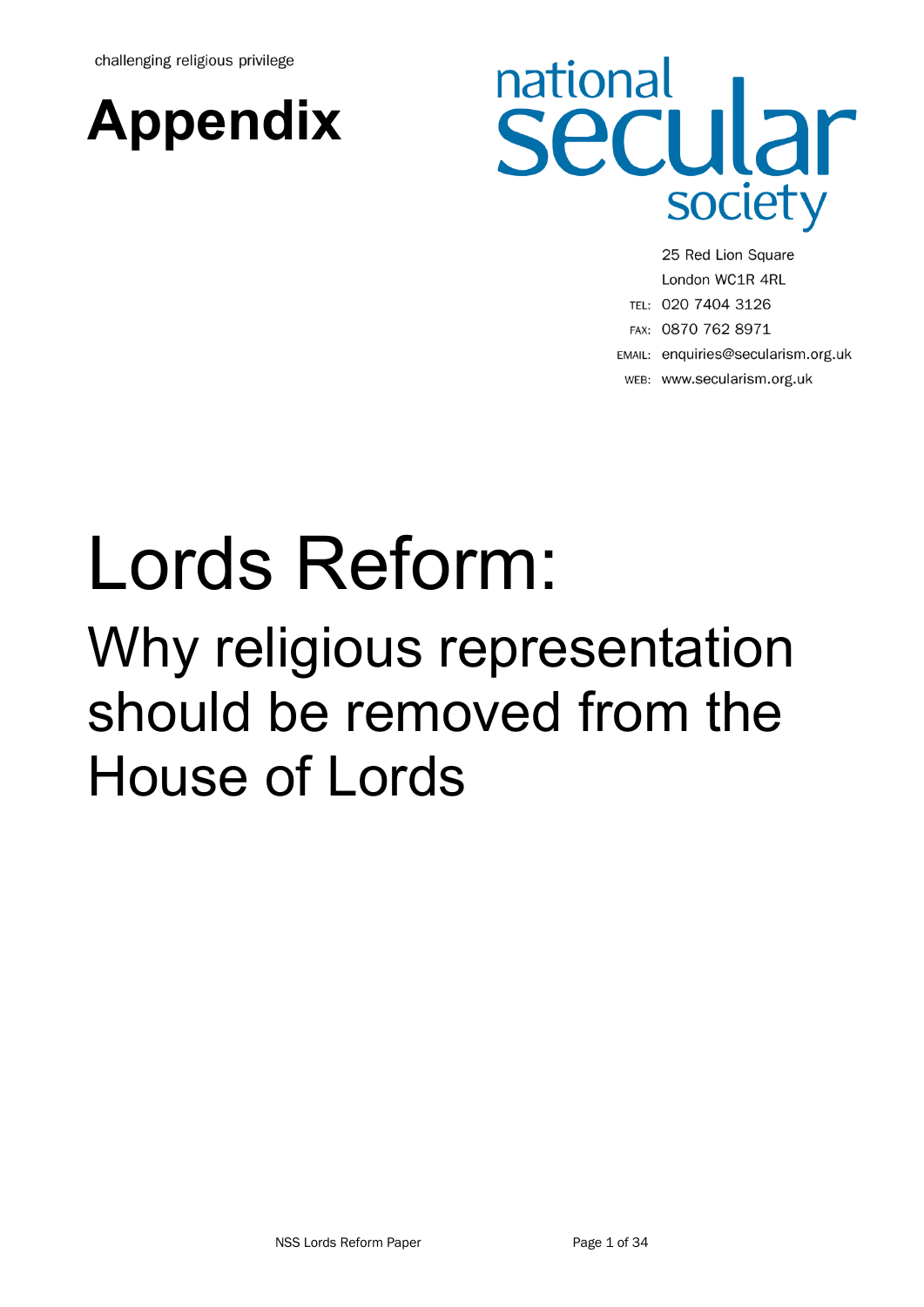challenging religious privilege

# Appendix

national secular society

25 Red Lion Square
London WC1R 4RL
TEL: 020 7404 3126
FAX: 0870 762 8971
EMAIL: enquiries@secularism.org.uk
WEB: www.secularism.org.uk

# Lords Reform:

## Why religious representation should be removed from the House of Lords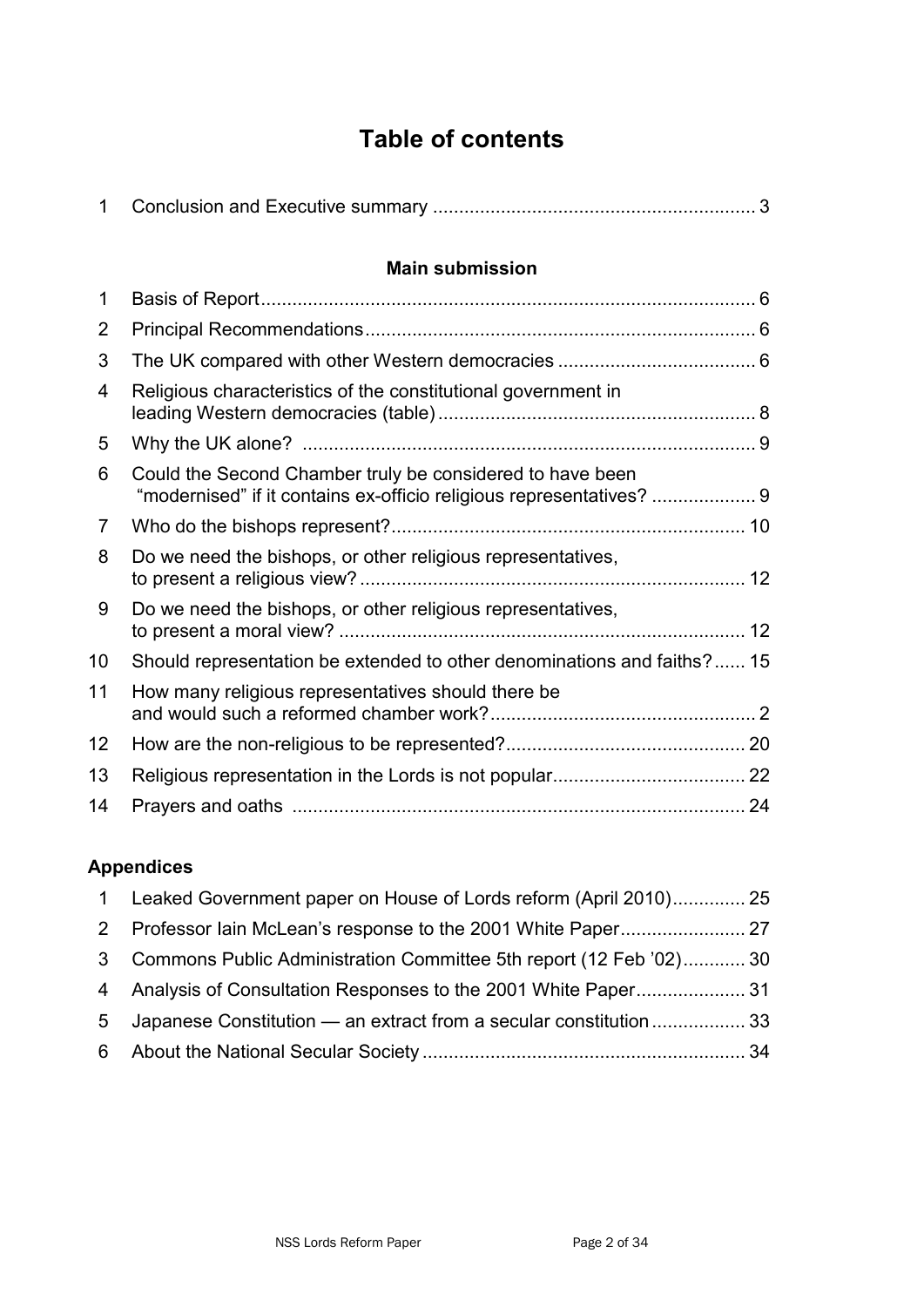# Table of contents

| | | |
|---|---|---|
| 1 | Conclusion and Executive summary | 3 |

**Main submission**

| | | |
|---|---|---|
| 1 | Basis of Report | 6 |
| 2 | Principal Recommendations | 6 |
| 3 | The UK compared with other Western democracies | 6 |
| 4 | Religious characteristics of the constitutional government in leading Western democracies (table) | 8 |
| 5 | Why the UK alone? | 9 |
| 6 | Could the Second Chamber truly be considered to have been "modernised" if it contains ex-officio religious representatives? | 9 |
| 7 | Who do the bishops represent? | 10 |
| 8 | Do we need the bishops, or other religious representatives, to present a religious view? | 12 |
| 9 | Do we need the bishops, or other religious representatives, to present a moral view? | 12 |
| 10 | Should representation be extended to other denominations and faiths? | 15 |
| 11 | How many religious representatives should there be and would such a reformed chamber work? | 2 |
| 12 | How are the non-religious to be represented? | 20 |
| 13 | Religious representation in the Lords is not popular | 22 |
| 14 | Prayers and oaths | 24 |

**Appendices**

| | | |
|---|---|---|
| 1 | Leaked Government paper on House of Lords reform (April 2010) | 25 |
| 2 | Professor Iain McLean's response to the 2001 White Paper | 27 |
| 3 | Commons Public Administration Committee 5th report (12 Feb '02) | 30 |
| 4 | Analysis of Consultation Responses to the 2001 White Paper | 31 |
| 5 | Japanese Constitution — an extract from a secular constitution | 33 |
| 6 | About the National Secular Society | 34 |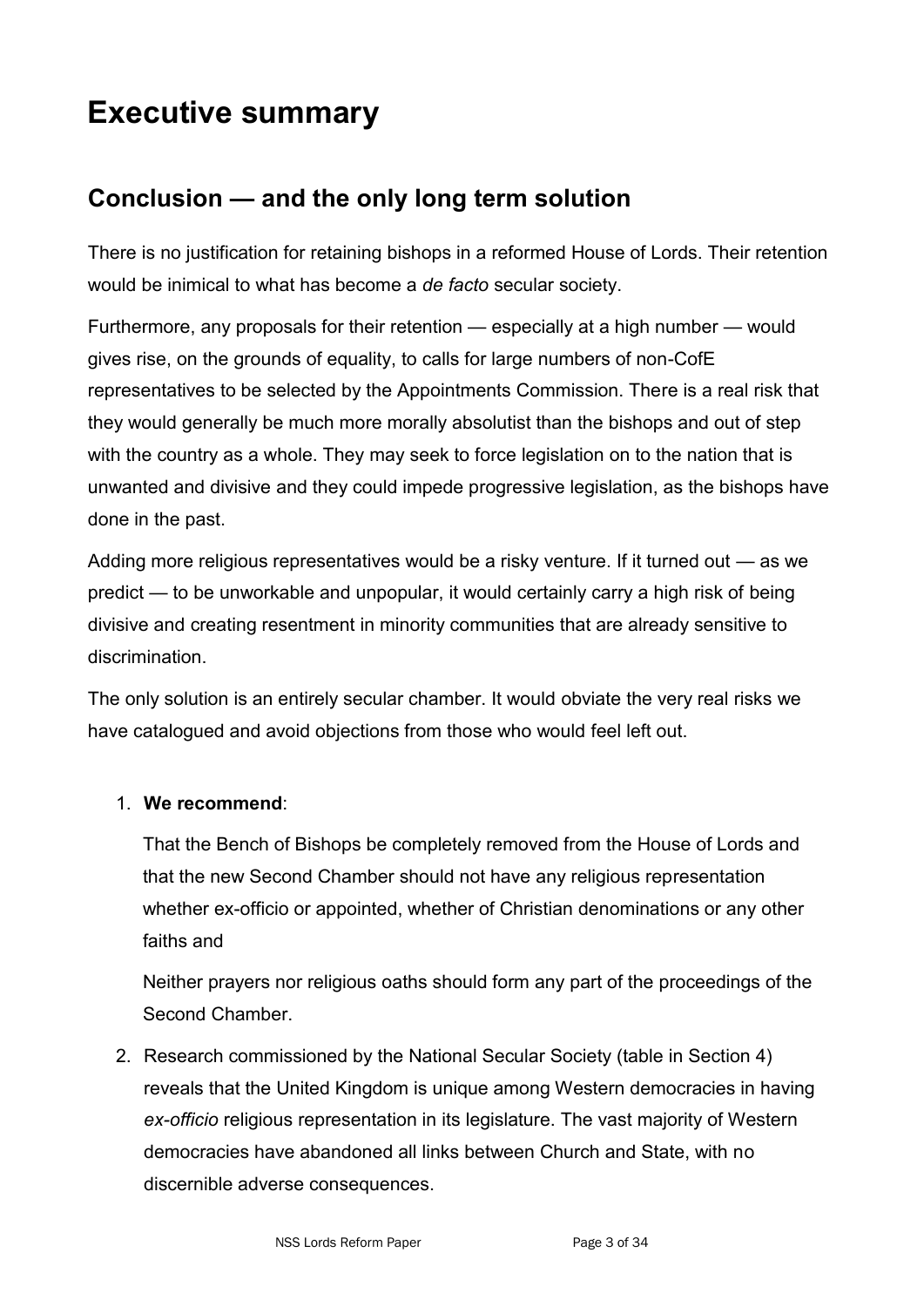# Executive summary

## Conclusion — and the only long term solution

There is no justification for retaining bishops in a reformed House of Lords. Their retention would be inimical to what has become a *de facto* secular society.

Furthermore, any proposals for their retention — especially at a high number — would gives rise, on the grounds of equality, to calls for large numbers of non-CofE representatives to be selected by the Appointments Commission. There is a real risk that they would generally be much more morally absolutist than the bishops and out of step with the country as a whole. They may seek to force legislation on to the nation that is unwanted and divisive and they could impede progressive legislation, as the bishops have done in the past.

Adding more religious representatives would be a risky venture. If it turned out — as we predict — to be unworkable and unpopular, it would certainly carry a high risk of being divisive and creating resentment in minority communities that are already sensitive to discrimination.

The only solution is an entirely secular chamber. It would obviate the very real risks we have catalogued and avoid objections from those who would feel left out.

1. **We recommend**:

   That the Bench of Bishops be completely removed from the House of Lords and that the new Second Chamber should not have any religious representation whether ex-officio or appointed, whether of Christian denominations or any other faiths and

   Neither prayers nor religious oaths should form any part of the proceedings of the Second Chamber.

2. Research commissioned by the National Secular Society (table in Section 4) reveals that the United Kingdom is unique among Western democracies in having *ex-officio* religious representation in its legislature. The vast majority of Western democracies have abandoned all links between Church and State, with no discernible adverse consequences.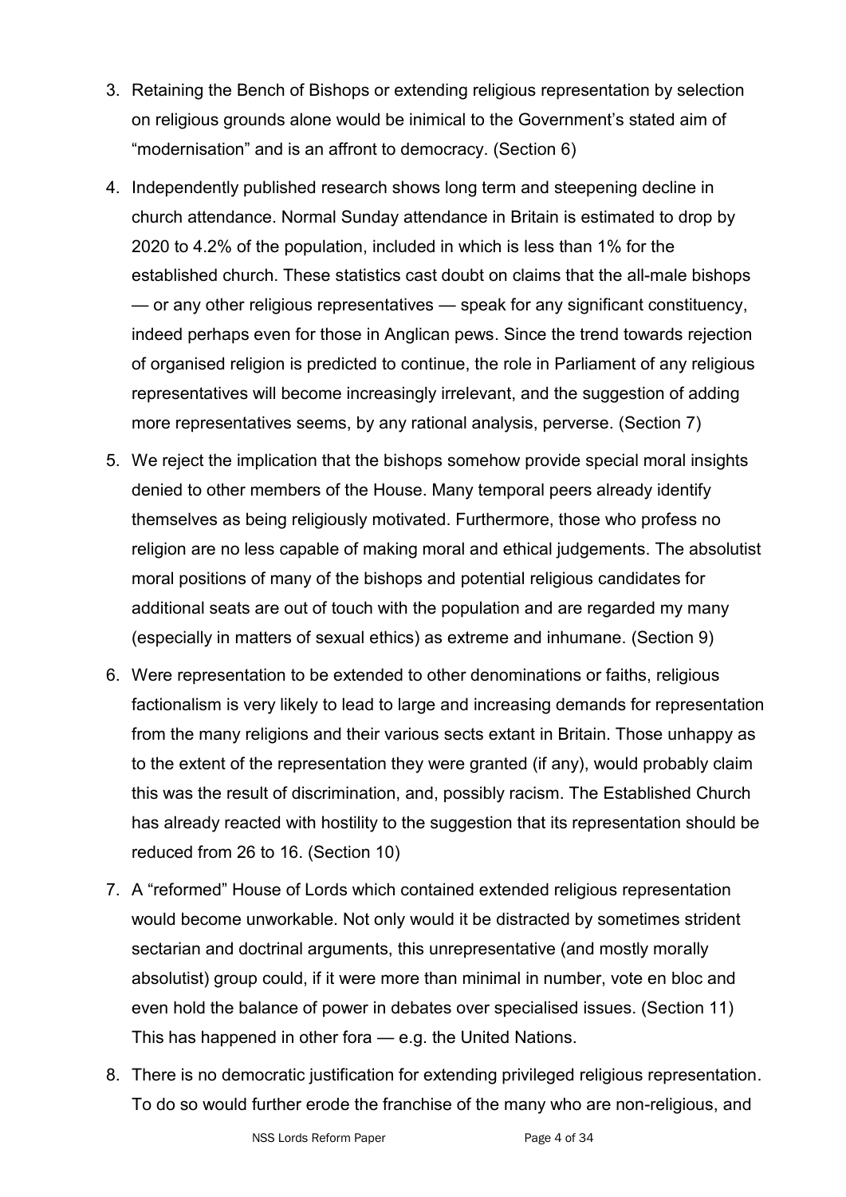3. Retaining the Bench of Bishops or extending religious representation by selection on religious grounds alone would be inimical to the Government's stated aim of "modernisation" and is an affront to democracy. (Section 6)
4. Independently published research shows long term and steepening decline in church attendance. Normal Sunday attendance in Britain is estimated to drop by 2020 to 4.2% of the population, included in which is less than 1% for the established church. These statistics cast doubt on claims that the all-male bishops — or any other religious representatives — speak for any significant constituency, indeed perhaps even for those in Anglican pews. Since the trend towards rejection of organised religion is predicted to continue, the role in Parliament of any religious representatives will become increasingly irrelevant, and the suggestion of adding more representatives seems, by any rational analysis, perverse. (Section 7)
5. We reject the implication that the bishops somehow provide special moral insights denied to other members of the House. Many temporal peers already identify themselves as being religiously motivated. Furthermore, those who profess no religion are no less capable of making moral and ethical judgements. The absolutist moral positions of many of the bishops and potential religious candidates for additional seats are out of touch with the population and are regarded my many (especially in matters of sexual ethics) as extreme and inhumane. (Section 9)
6. Were representation to be extended to other denominations or faiths, religious factionalism is very likely to lead to large and increasing demands for representation from the many religions and their various sects extant in Britain. Those unhappy as to the extent of the representation they were granted (if any), would probably claim this was the result of discrimination, and, possibly racism. The Established Church has already reacted with hostility to the suggestion that its representation should be reduced from 26 to 16. (Section 10)
7. A "reformed" House of Lords which contained extended religious representation would become unworkable. Not only would it be distracted by sometimes strident sectarian and doctrinal arguments, this unrepresentative (and mostly morally absolutist) group could, if it were more than minimal in number, vote en bloc and even hold the balance of power in debates over specialised issues. (Section 11) This has happened in other fora — e.g. the United Nations.
8. There is no democratic justification for extending privileged religious representation. To do so would further erode the franchise of the many who are non-religious, and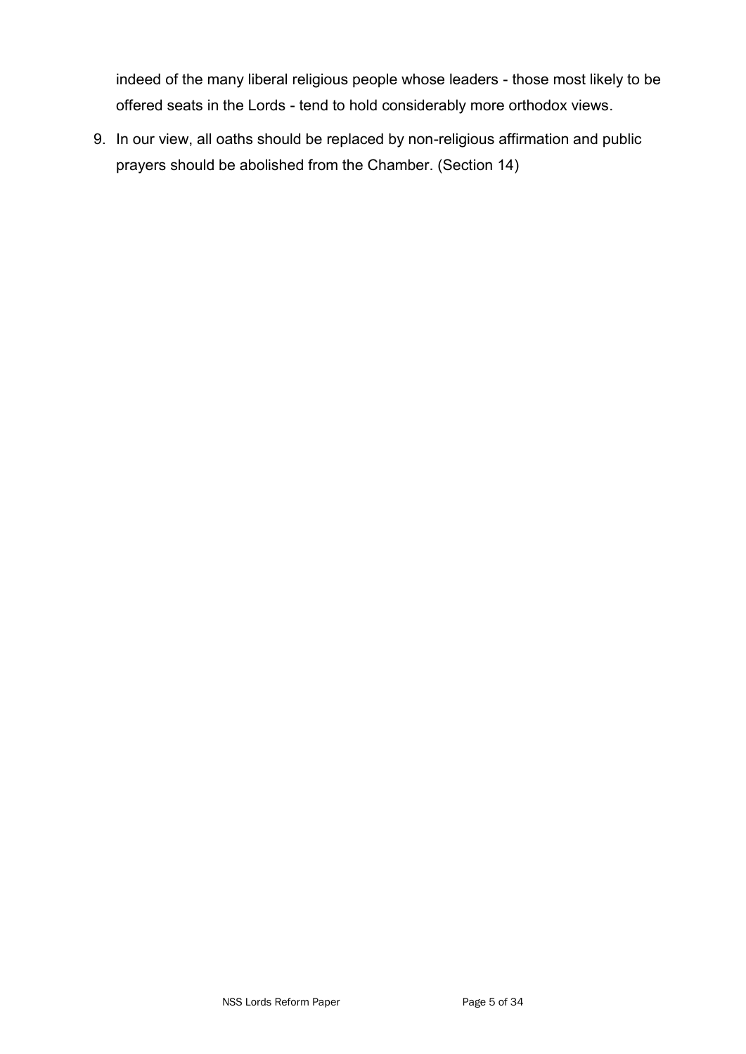indeed of the many liberal religious people whose leaders - those most likely to be offered seats in the Lords - tend to hold considerably more orthodox views.

9. In our view, all oaths should be replaced by non-religious affirmation and public prayers should be abolished from the Chamber. (Section 14)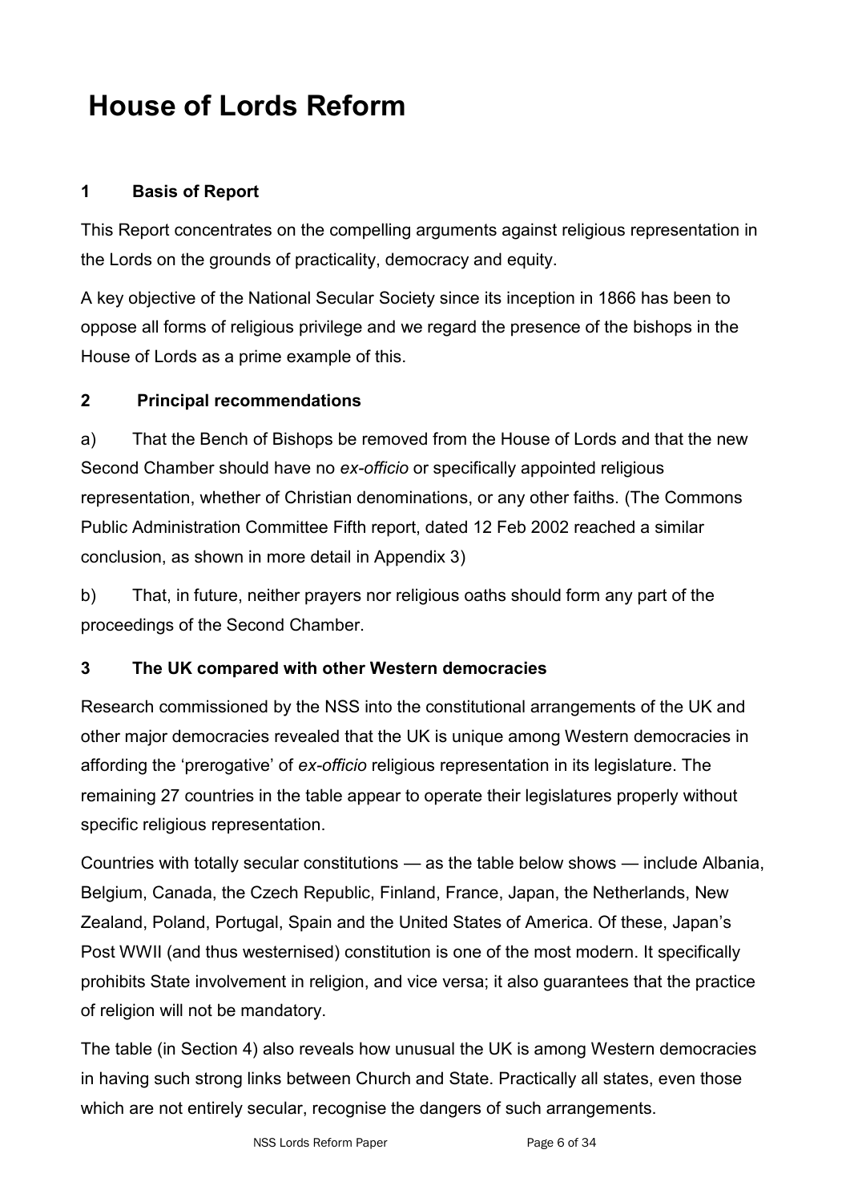# House of Lords Reform

## 1 Basis of Report

This Report concentrates on the compelling arguments against religious representation in the Lords on the grounds of practicality, democracy and equity.

A key objective of the National Secular Society since its inception in 1866 has been to oppose all forms of religious privilege and we regard the presence of the bishops in the House of Lords as a prime example of this.

## 2 Principal recommendations

a) That the Bench of Bishops be removed from the House of Lords and that the new Second Chamber should have no *ex-officio* or specifically appointed religious representation, whether of Christian denominations, or any other faiths. (The Commons Public Administration Committee Fifth report, dated 12 Feb 2002 reached a similar conclusion, as shown in more detail in Appendix 3)

b) That, in future, neither prayers nor religious oaths should form any part of the proceedings of the Second Chamber.

## 3 The UK compared with other Western democracies

Research commissioned by the NSS into the constitutional arrangements of the UK and other major democracies revealed that the UK is unique among Western democracies in affording the 'prerogative' of *ex-officio* religious representation in its legislature. The remaining 27 countries in the table appear to operate their legislatures properly without specific religious representation.

Countries with totally secular constitutions — as the table below shows — include Albania, Belgium, Canada, the Czech Republic, Finland, France, Japan, the Netherlands, New Zealand, Poland, Portugal, Spain and the United States of America. Of these, Japan's Post WWII (and thus westernised) constitution is one of the most modern. It specifically prohibits State involvement in religion, and vice versa; it also guarantees that the practice of religion will not be mandatory.

The table (in Section 4) also reveals how unusual the UK is among Western democracies in having such strong links between Church and State. Practically all states, even those which are not entirely secular, recognise the dangers of such arrangements.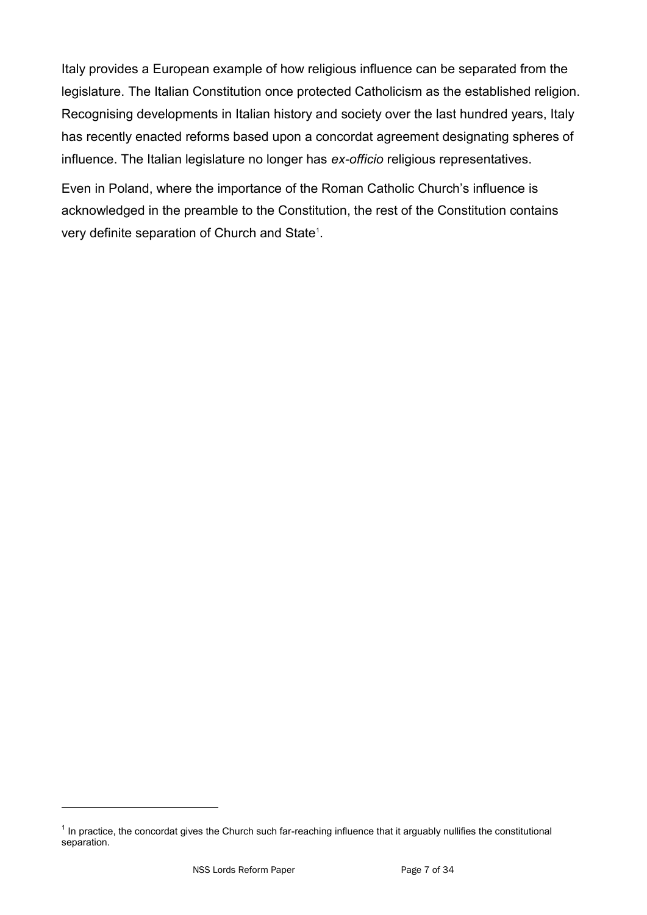Italy provides a European example of how religious influence can be separated from the legislature. The Italian Constitution once protected Catholicism as the established religion. Recognising developments in Italian history and society over the last hundred years, Italy has recently enacted reforms based upon a concordat agreement designating spheres of influence. The Italian legislature no longer has *ex-officio* religious representatives.

Even in Poland, where the importance of the Roman Catholic Church's influence is acknowledged in the preamble to the Constitution, the rest of the Constitution contains very definite separation of Church and State[1].

---

[1] In practice, the concordat gives the Church such far-reaching influence that it arguably nullifies the constitutional separation.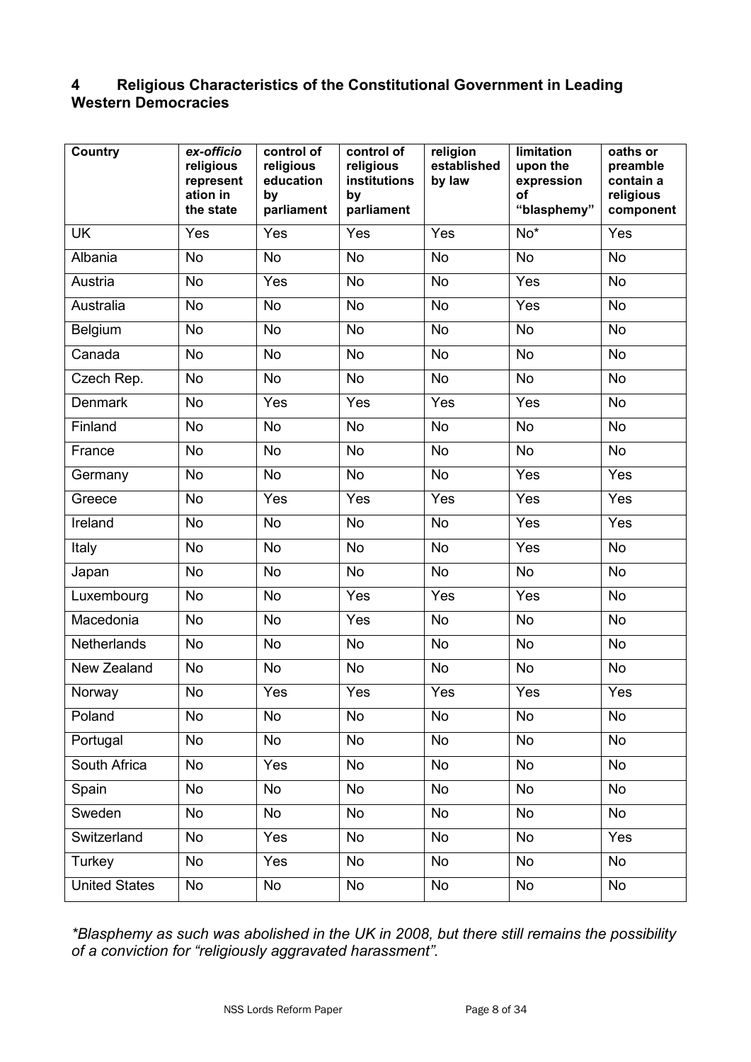## 4 Religious Characteristics of the Constitutional Government in Leading Western Democracies

| Country | *ex-officio* religious representation in the state | control of religious education by parliament | control of religious institutions by parliament | religion established by law | limitation upon the expression of "blasphemy" | oaths or preamble contain a religious component |
|---|---|---|---|---|---|---|
| UK | Yes | Yes | Yes | Yes | No* | Yes |
| Albania | No | No | No | No | No | No |
| Austria | No | Yes | No | No | Yes | No |
| Australia | No | No | No | No | Yes | No |
| Belgium | No | No | No | No | No | No |
| Canada | No | No | No | No | No | No |
| Czech Rep. | No | No | No | No | No | No |
| Denmark | No | Yes | Yes | Yes | Yes | No |
| Finland | No | No | No | No | No | No |
| France | No | No | No | No | No | No |
| Germany | No | No | No | No | Yes | Yes |
| Greece | No | Yes | Yes | Yes | Yes | Yes |
| Ireland | No | No | No | No | Yes | Yes |
| Italy | No | No | No | No | Yes | No |
| Japan | No | No | No | No | No | No |
| Luxembourg | No | No | Yes | Yes | Yes | No |
| Macedonia | No | No | Yes | No | No | No |
| Netherlands | No | No | No | No | No | No |
| New Zealand | No | No | No | No | No | No |
| Norway | No | Yes | Yes | Yes | Yes | Yes |
| Poland | No | No | No | No | No | No |
| Portugal | No | No | No | No | No | No |
| South Africa | No | Yes | No | No | No | No |
| Spain | No | No | No | No | No | No |
| Sweden | No | No | No | No | No | No |
| Switzerland | No | Yes | No | No | No | Yes |
| Turkey | No | Yes | No | No | No | No |
| United States | No | No | No | No | No | No |

*\*Blasphemy as such was abolished in the UK in 2008, but there still remains the possibility of a conviction for "religiously aggravated harassment".*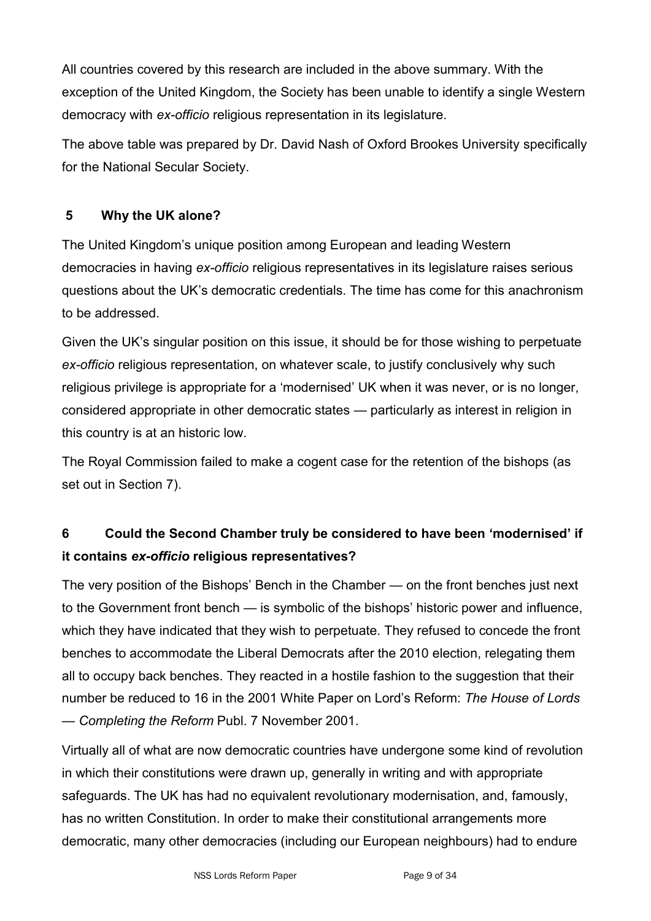All countries covered by this research are included in the above summary. With the exception of the United Kingdom, the Society has been unable to identify a single Western democracy with *ex-officio* religious representation in its legislature.

The above table was prepared by Dr. David Nash of Oxford Brookes University specifically for the National Secular Society.

## 5 Why the UK alone?

The United Kingdom's unique position among European and leading Western democracies in having *ex-officio* religious representatives in its legislature raises serious questions about the UK's democratic credentials. The time has come for this anachronism to be addressed.

Given the UK's singular position on this issue, it should be for those wishing to perpetuate *ex-officio* religious representation, on whatever scale, to justify conclusively why such religious privilege is appropriate for a 'modernised' UK when it was never, or is no longer, considered appropriate in other democratic states — particularly as interest in religion in this country is at an historic low.

The Royal Commission failed to make a cogent case for the retention of the bishops (as set out in Section 7).

## 6 Could the Second Chamber truly be considered to have been 'modernised' if it contains *ex-officio* religious representatives?

The very position of the Bishops' Bench in the Chamber — on the front benches just next to the Government front bench — is symbolic of the bishops' historic power and influence, which they have indicated that they wish to perpetuate. They refused to concede the front benches to accommodate the Liberal Democrats after the 2010 election, relegating them all to occupy back benches. They reacted in a hostile fashion to the suggestion that their number be reduced to 16 in the 2001 White Paper on Lord's Reform: *The House of Lords — Completing the Reform* Publ. 7 November 2001.

Virtually all of what are now democratic countries have undergone some kind of revolution in which their constitutions were drawn up, generally in writing and with appropriate safeguards. The UK has had no equivalent revolutionary modernisation, and, famously, has no written Constitution. In order to make their constitutional arrangements more democratic, many other democracies (including our European neighbours) had to endure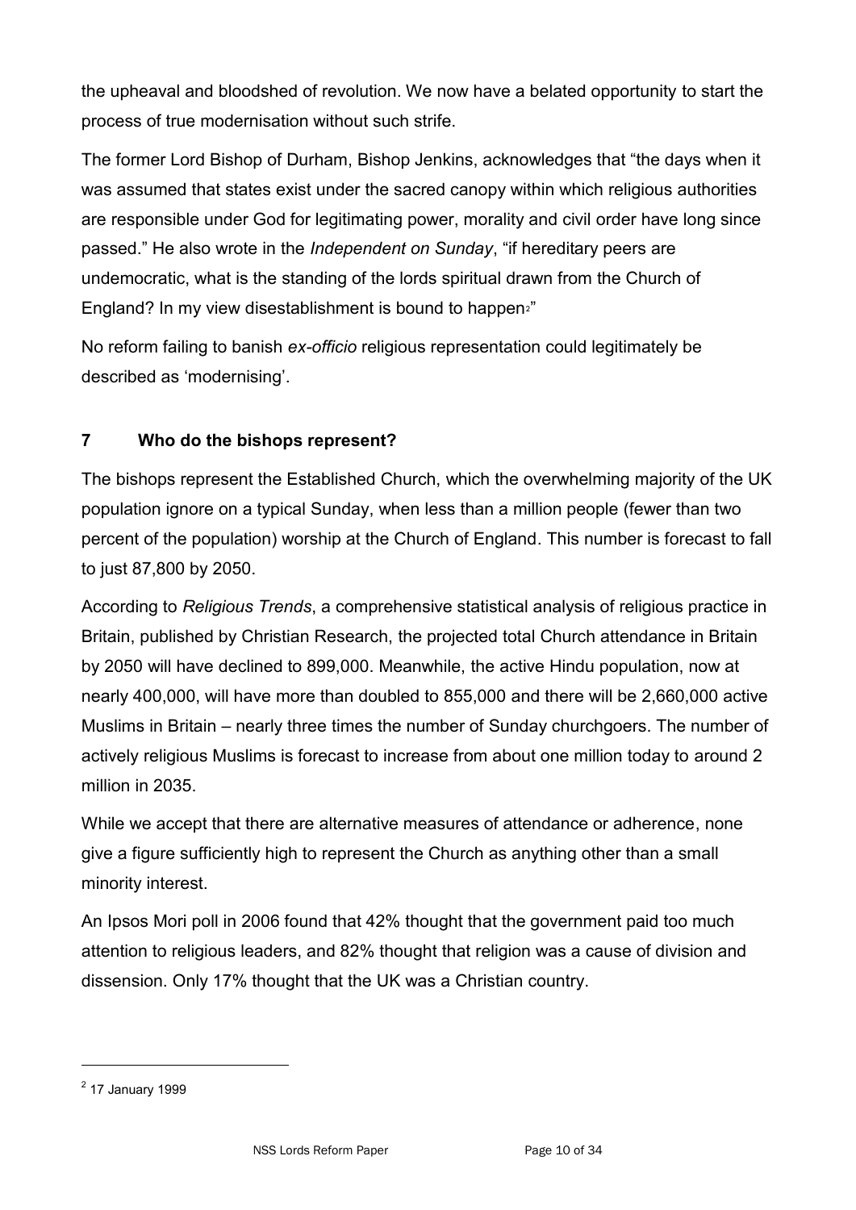the upheaval and bloodshed of revolution. We now have a belated opportunity to start the process of true modernisation without such strife.

The former Lord Bishop of Durham, Bishop Jenkins, acknowledges that "the days when it was assumed that states exist under the sacred canopy within which religious authorities are responsible under God for legitimating power, morality and civil order have long since passed." He also wrote in the *Independent on Sunday*, "if hereditary peers are undemocratic, what is the standing of the lords spiritual drawn from the Church of England? In my view disestablishment is bound to happen[2]"

No reform failing to banish *ex-officio* religious representation could legitimately be described as 'modernising'.

## 7 Who do the bishops represent?

The bishops represent the Established Church, which the overwhelming majority of the UK population ignore on a typical Sunday, when less than a million people (fewer than two percent of the population) worship at the Church of England. This number is forecast to fall to just 87,800 by 2050.

According to *Religious Trends*, a comprehensive statistical analysis of religious practice in Britain, published by Christian Research, the projected total Church attendance in Britain by 2050 will have declined to 899,000. Meanwhile, the active Hindu population, now at nearly 400,000, will have more than doubled to 855,000 and there will be 2,660,000 active Muslims in Britain – nearly three times the number of Sunday churchgoers. The number of actively religious Muslims is forecast to increase from about one million today to around 2 million in 2035.

While we accept that there are alternative measures of attendance or adherence, none give a figure sufficiently high to represent the Church as anything other than a small minority interest.

An Ipsos Mori poll in 2006 found that 42% thought that the government paid too much attention to religious leaders, and 82% thought that religion was a cause of division and dissension. Only 17% thought that the UK was a Christian country.

---

[2] 17 January 1999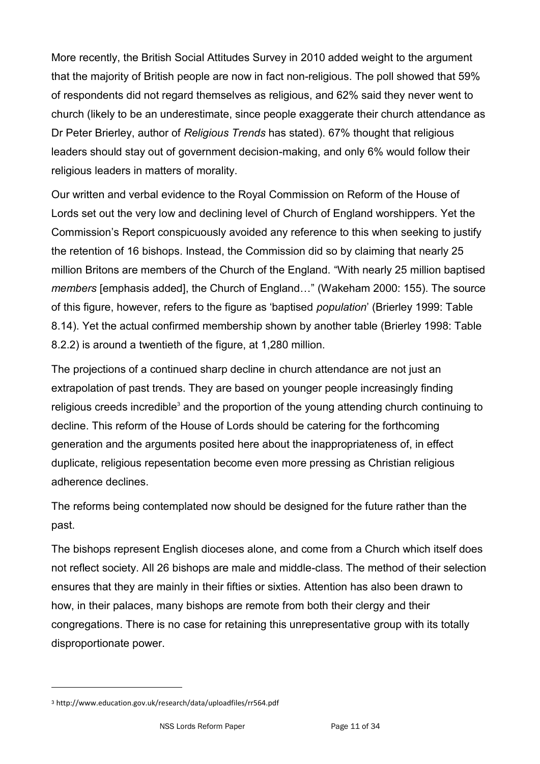More recently, the British Social Attitudes Survey in 2010 added weight to the argument that the majority of British people are now in fact non-religious. The poll showed that 59% of respondents did not regard themselves as religious, and 62% said they never went to church (likely to be an underestimate, since people exaggerate their church attendance as Dr Peter Brierley, author of *Religious Trends* has stated). 67% thought that religious leaders should stay out of government decision-making, and only 6% would follow their religious leaders in matters of morality.

Our written and verbal evidence to the Royal Commission on Reform of the House of Lords set out the very low and declining level of Church of England worshippers. Yet the Commission's Report conspicuously avoided any reference to this when seeking to justify the retention of 16 bishops. Instead, the Commission did so by claiming that nearly 25 million Britons are members of the Church of the England. "With nearly 25 million baptised *members* [emphasis added], the Church of England…" (Wakeham 2000: 155). The source of this figure, however, refers to the figure as 'baptised *population*' (Brierley 1999: Table 8.14). Yet the actual confirmed membership shown by another table (Brierley 1998: Table 8.2.2) is around a twentieth of the figure, at 1,280 million.

The projections of a continued sharp decline in church attendance are not just an extrapolation of past trends. They are based on younger people increasingly finding religious creeds incredible[3] and the proportion of the young attending church continuing to decline. This reform of the House of Lords should be catering for the forthcoming generation and the arguments posited here about the inappropriateness of, in effect duplicate, religious repesentation become even more pressing as Christian religious adherence declines.

The reforms being contemplated now should be designed for the future rather than the past.

The bishops represent English dioceses alone, and come from a Church which itself does not reflect society. All 26 bishops are male and middle-class. The method of their selection ensures that they are mainly in their fifties or sixties. Attention has also been drawn to how, in their palaces, many bishops are remote from both their clergy and their congregations. There is no case for retaining this unrepresentative group with its totally disproportionate power.

---

[3] http://www.education.gov.uk/research/data/uploadfiles/rr564.pdf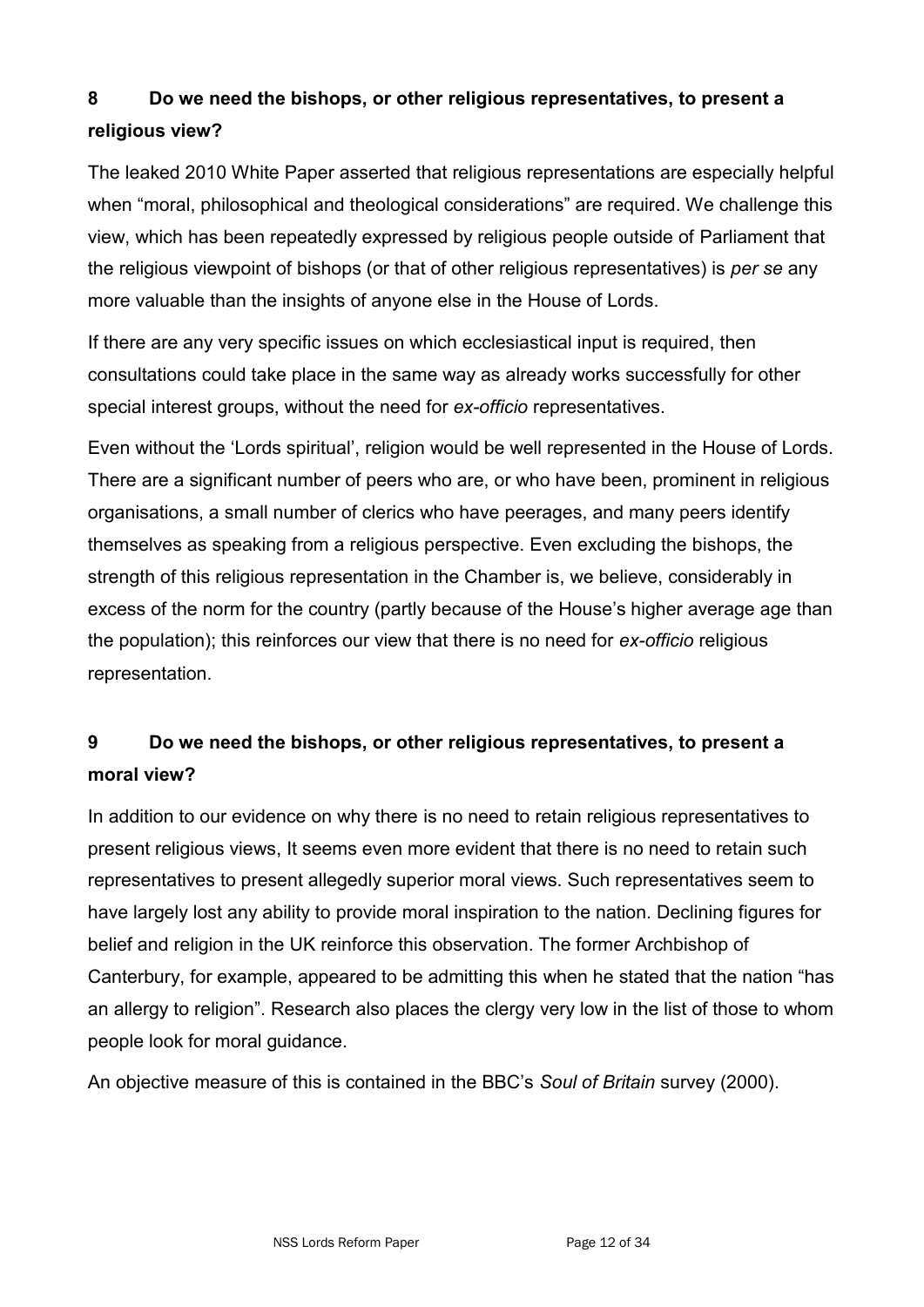## 8 Do we need the bishops, or other religious representatives, to present a religious view?

The leaked 2010 White Paper asserted that religious representations are especially helpful when "moral, philosophical and theological considerations" are required. We challenge this view, which has been repeatedly expressed by religious people outside of Parliament that the religious viewpoint of bishops (or that of other religious representatives) is *per se* any more valuable than the insights of anyone else in the House of Lords.

If there are any very specific issues on which ecclesiastical input is required, then consultations could take place in the same way as already works successfully for other special interest groups, without the need for *ex-officio* representatives.

Even without the 'Lords spiritual', religion would be well represented in the House of Lords. There are a significant number of peers who are, or who have been, prominent in religious organisations, a small number of clerics who have peerages, and many peers identify themselves as speaking from a religious perspective. Even excluding the bishops, the strength of this religious representation in the Chamber is, we believe, considerably in excess of the norm for the country (partly because of the House's higher average age than the population); this reinforces our view that there is no need for *ex-officio* religious representation.

## 9 Do we need the bishops, or other religious representatives, to present a moral view?

In addition to our evidence on why there is no need to retain religious representatives to present religious views, It seems even more evident that there is no need to retain such representatives to present allegedly superior moral views. Such representatives seem to have largely lost any ability to provide moral inspiration to the nation. Declining figures for belief and religion in the UK reinforce this observation. The former Archbishop of Canterbury, for example, appeared to be admitting this when he stated that the nation "has an allergy to religion". Research also places the clergy very low in the list of those to whom people look for moral guidance.

An objective measure of this is contained in the BBC's *Soul of Britain* survey (2000).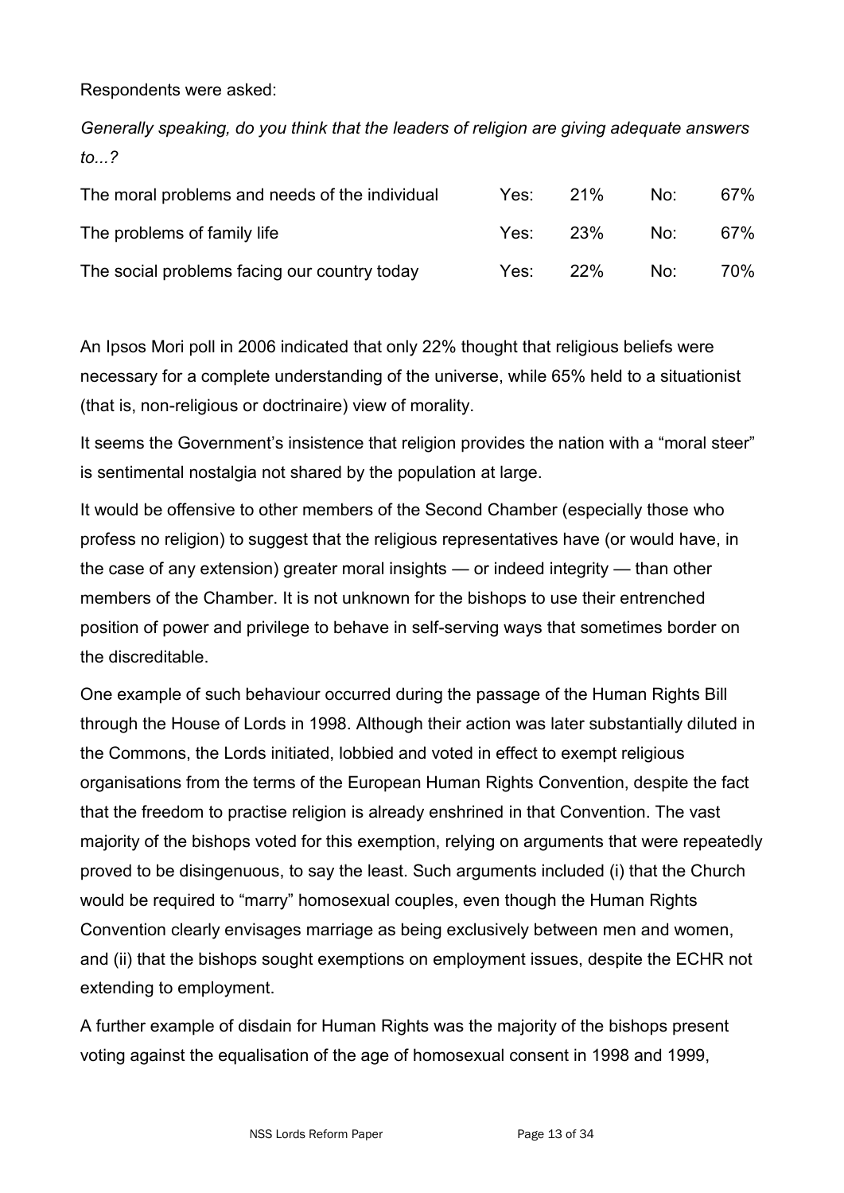Respondents were asked:

*Generally speaking, do you think that the leaders of religion are giving adequate answers to...?*

| | | | | |
|---|---|---|---|---|
| The moral problems and needs of the individual | Yes: | 21% | No: | 67% |
| The problems of family life | Yes: | 23% | No: | 67% |
| The social problems facing our country today | Yes: | 22% | No: | 70% |

An Ipsos Mori poll in 2006 indicated that only 22% thought that religious beliefs were necessary for a complete understanding of the universe, while 65% held to a situationist (that is, non-religious or doctrinaire) view of morality.

It seems the Government's insistence that religion provides the nation with a "moral steer" is sentimental nostalgia not shared by the population at large.

It would be offensive to other members of the Second Chamber (especially those who profess no religion) to suggest that the religious representatives have (or would have, in the case of any extension) greater moral insights — or indeed integrity — than other members of the Chamber. It is not unknown for the bishops to use their entrenched position of power and privilege to behave in self-serving ways that sometimes border on the discreditable.

One example of such behaviour occurred during the passage of the Human Rights Bill through the House of Lords in 1998. Although their action was later substantially diluted in the Commons, the Lords initiated, lobbied and voted in effect to exempt religious organisations from the terms of the European Human Rights Convention, despite the fact that the freedom to practise religion is already enshrined in that Convention. The vast majority of the bishops voted for this exemption, relying on arguments that were repeatedly proved to be disingenuous, to say the least. Such arguments included (i) that the Church would be required to "marry" homosexual couples, even though the Human Rights Convention clearly envisages marriage as being exclusively between men and women, and (ii) that the bishops sought exemptions on employment issues, despite the ECHR not extending to employment.

A further example of disdain for Human Rights was the majority of the bishops present voting against the equalisation of the age of homosexual consent in 1998 and 1999,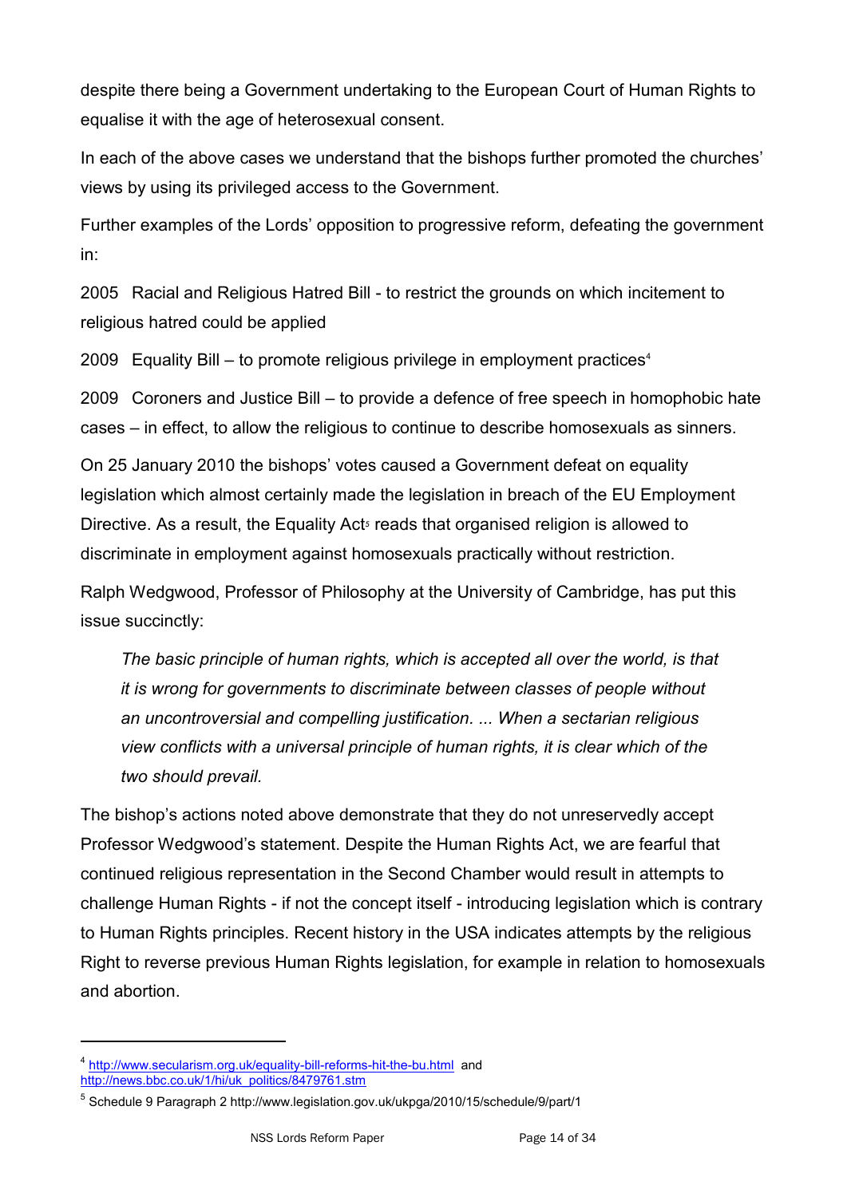despite there being a Government undertaking to the European Court of Human Rights to equalise it with the age of heterosexual consent.

In each of the above cases we understand that the bishops further promoted the churches' views by using its privileged access to the Government.

Further examples of the Lords' opposition to progressive reform, defeating the government in:

2005 Racial and Religious Hatred Bill - to restrict the grounds on which incitement to religious hatred could be applied

2009 Equality Bill – to promote religious privilege in employment practices[4]

2009 Coroners and Justice Bill – to provide a defence of free speech in homophobic hate cases – in effect, to allow the religious to continue to describe homosexuals as sinners.

On 25 January 2010 the bishops' votes caused a Government defeat on equality legislation which almost certainly made the legislation in breach of the EU Employment Directive. As a result, the Equality Act[5] reads that organised religion is allowed to discriminate in employment against homosexuals practically without restriction.

Ralph Wedgwood, Professor of Philosophy at the University of Cambridge, has put this issue succinctly:

> *The basic principle of human rights, which is accepted all over the world, is that it is wrong for governments to discriminate between classes of people without an uncontroversial and compelling justification. ... When a sectarian religious view conflicts with a universal principle of human rights, it is clear which of the two should prevail.*

The bishop's actions noted above demonstrate that they do not unreservedly accept Professor Wedgwood's statement. Despite the Human Rights Act, we are fearful that continued religious representation in the Second Chamber would result in attempts to challenge Human Rights - if not the concept itself - introducing legislation which is contrary to Human Rights principles. Recent history in the USA indicates attempts by the religious Right to reverse previous Human Rights legislation, for example in relation to homosexuals and abortion.

---

[4] http://www.secularism.org.uk/equality-bill-reforms-hit-the-bu.html and http://news.bbc.co.uk/1/hi/uk_politics/8479761.stm

[5] Schedule 9 Paragraph 2 http://www.legislation.gov.uk/ukpga/2010/15/schedule/9/part/1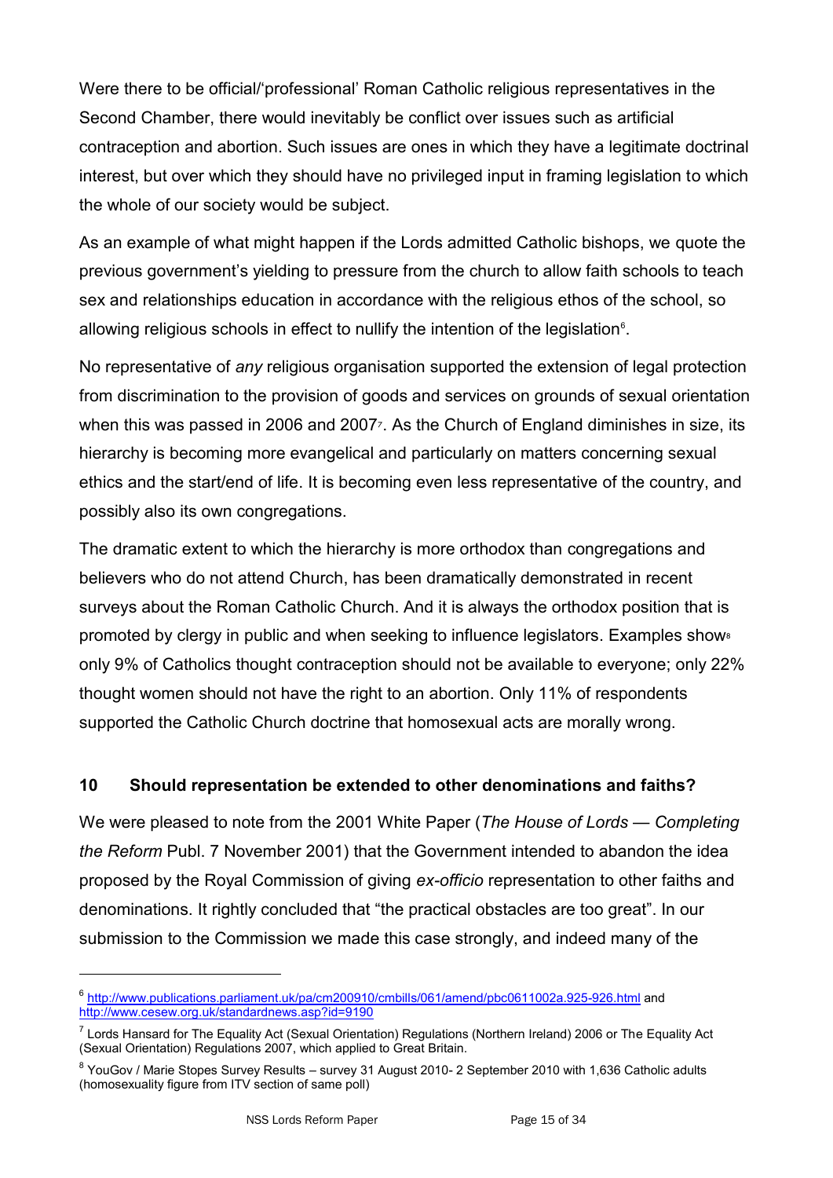Were there to be official/'professional' Roman Catholic religious representatives in the Second Chamber, there would inevitably be conflict over issues such as artificial contraception and abortion. Such issues are ones in which they have a legitimate doctrinal interest, but over which they should have no privileged input in framing legislation to which the whole of our society would be subject.

As an example of what might happen if the Lords admitted Catholic bishops, we quote the previous government's yielding to pressure from the church to allow faith schools to teach sex and relationships education in accordance with the religious ethos of the school, so allowing religious schools in effect to nullify the intention of the legislation[6].

No representative of *any* religious organisation supported the extension of legal protection from discrimination to the provision of goods and services on grounds of sexual orientation when this was passed in 2006 and 2007[7]. As the Church of England diminishes in size, its hierarchy is becoming more evangelical and particularly on matters concerning sexual ethics and the start/end of life. It is becoming even less representative of the country, and possibly also its own congregations.

The dramatic extent to which the hierarchy is more orthodox than congregations and believers who do not attend Church, has been dramatically demonstrated in recent surveys about the Roman Catholic Church. And it is always the orthodox position that is promoted by clergy in public and when seeking to influence legislators. Examples show[8] only 9% of Catholics thought contraception should not be available to everyone; only 22% thought women should not have the right to an abortion. Only 11% of respondents supported the Catholic Church doctrine that homosexual acts are morally wrong.

## 10 Should representation be extended to other denominations and faiths?

We were pleased to note from the 2001 White Paper (*The House of Lords — Completing the Reform* Publ. 7 November 2001) that the Government intended to abandon the idea proposed by the Royal Commission of giving *ex-officio* representation to other faiths and denominations. It rightly concluded that "the practical obstacles are too great". In our submission to the Commission we made this case strongly, and indeed many of the

---

[6] http://www.publications.parliament.uk/pa/cm200910/cmbills/061/amend/pbc0611002a.925-926.html and http://www.cesew.org.uk/standardnews.asp?id=9190

[7] Lords Hansard for The Equality Act (Sexual Orientation) Regulations (Northern Ireland) 2006 or The Equality Act (Sexual Orientation) Regulations 2007, which applied to Great Britain.

[8] YouGov / Marie Stopes Survey Results – survey 31 August 2010- 2 September 2010 with 1,636 Catholic adults (homosexuality figure from ITV section of same poll)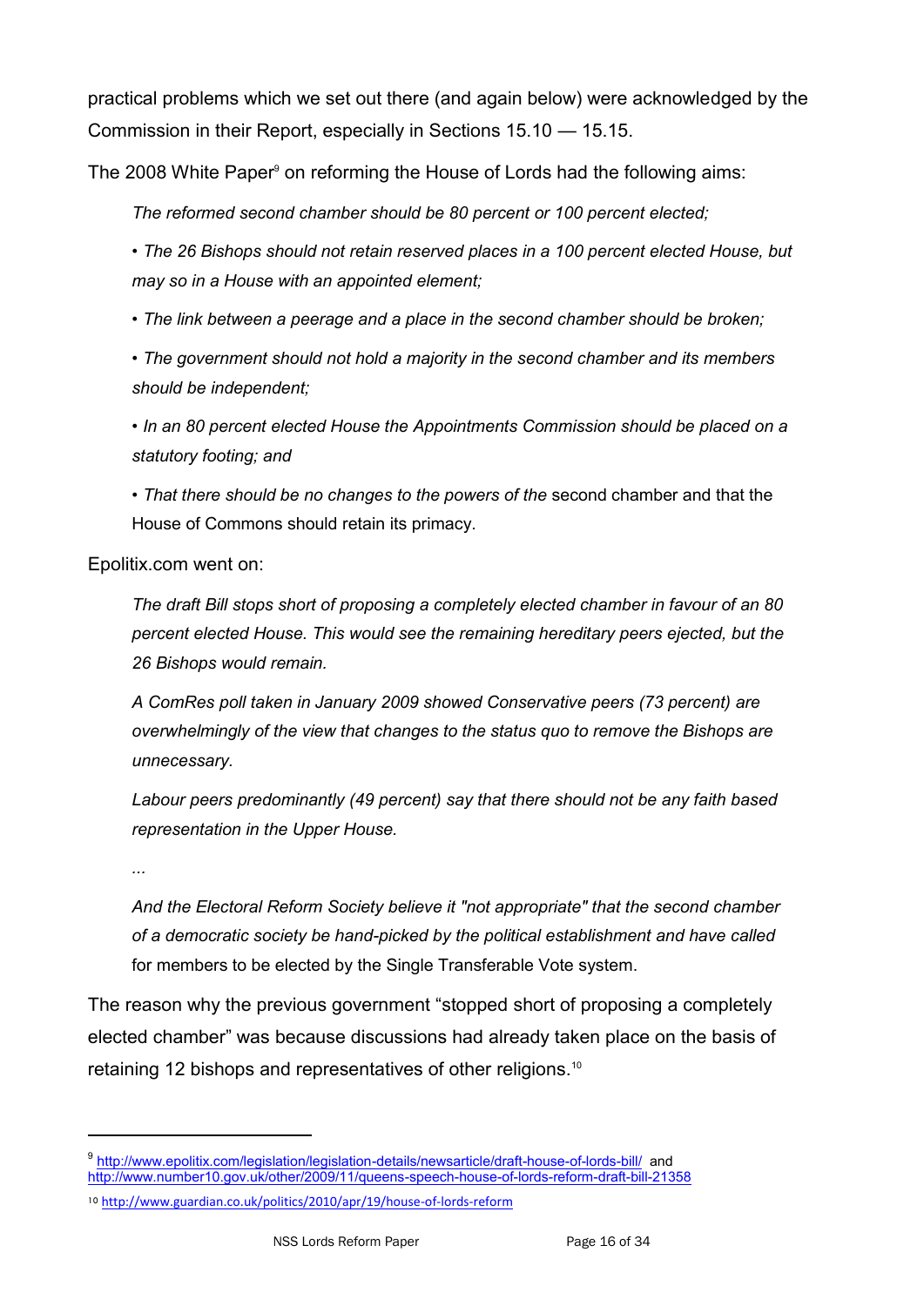practical problems which we set out there (and again below) were acknowledged by the Commission in their Report, especially in Sections 15.10 — 15.15.

The 2008 White Paper[9] on reforming the House of Lords had the following aims:

> *The reformed second chamber should be 80 percent or 100 percent elected;*
>
> • *The 26 Bishops should not retain reserved places in a 100 percent elected House, but may so in a House with an appointed element;*
>
> • *The link between a peerage and a place in the second chamber should be broken;*
>
> • *The government should not hold a majority in the second chamber and its members should be independent;*
>
> • *In an 80 percent elected House the Appointments Commission should be placed on a statutory footing; and*
>
> • *That there should be no changes to the powers of the* second chamber and that the House of Commons should retain its primacy.

Epolitix.com went on:

> *The draft Bill stops short of proposing a completely elected chamber in favour of an 80 percent elected House. This would see the remaining hereditary peers ejected, but the 26 Bishops would remain.*
>
> *A ComRes poll taken in January 2009 showed Conservative peers (73 percent) are overwhelmingly of the view that changes to the status quo to remove the Bishops are unnecessary.*
>
> *Labour peers predominantly (49 percent) say that there should not be any faith based representation in the Upper House.*
>
> *...*
>
> *And the Electoral Reform Society believe it "not appropriate" that the second chamber of a democratic society be hand-picked by the political establishment and have called* for members to be elected by the Single Transferable Vote system.

The reason why the previous government "stopped short of proposing a completely elected chamber" was because discussions had already taken place on the basis of retaining 12 bishops and representatives of other religions.[10]

---

[9] http://www.epolitix.com/legislation/legislation-details/newsarticle/draft-house-of-lords-bill/ and http://www.number10.gov.uk/other/2009/11/queens-speech-house-of-lords-reform-draft-bill-21358

[10] http://www.guardian.co.uk/politics/2010/apr/19/house-of-lords-reform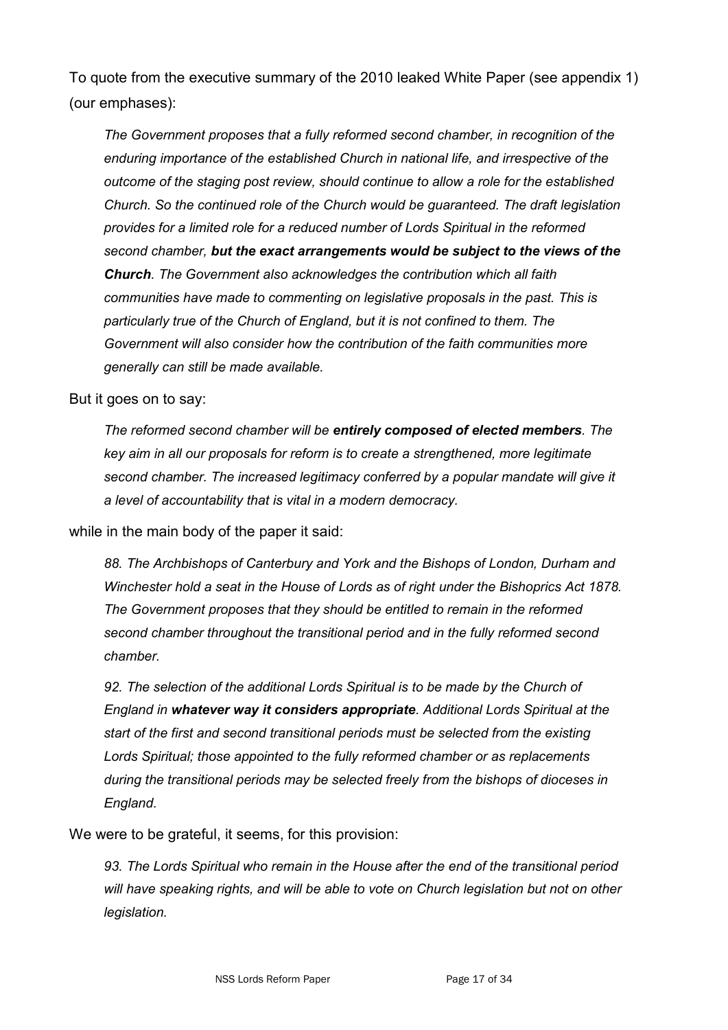To quote from the executive summary of the 2010 leaked White Paper (see appendix 1) (our emphases):

> *The Government proposes that a fully reformed second chamber, in recognition of the enduring importance of the established Church in national life, and irrespective of the outcome of the staging post review, should continue to allow a role for the established Church. So the continued role of the Church would be guaranteed. The draft legislation provides for a limited role for a reduced number of Lords Spiritual in the reformed second chamber,* ***but the exact arrangements would be subject to the views of the Church****. The Government also acknowledges the contribution which all faith communities have made to commenting on legislative proposals in the past. This is particularly true of the Church of England, but it is not confined to them. The Government will also consider how the contribution of the faith communities more generally can still be made available.*

But it goes on to say:

> *The reformed second chamber will be* ***entirely composed of elected members****. The key aim in all our proposals for reform is to create a strengthened, more legitimate second chamber. The increased legitimacy conferred by a popular mandate will give it a level of accountability that is vital in a modern democracy.*

while in the main body of the paper it said:

> *88. The Archbishops of Canterbury and York and the Bishops of London, Durham and Winchester hold a seat in the House of Lords as of right under the Bishoprics Act 1878. The Government proposes that they should be entitled to remain in the reformed second chamber throughout the transitional period and in the fully reformed second chamber.*
>
> *92. The selection of the additional Lords Spiritual is to be made by the Church of England in* ***whatever way it considers appropriate****. Additional Lords Spiritual at the start of the first and second transitional periods must be selected from the existing Lords Spiritual; those appointed to the fully reformed chamber or as replacements during the transitional periods may be selected freely from the bishops of dioceses in England.*

We were to be grateful, it seems, for this provision:

> *93. The Lords Spiritual who remain in the House after the end of the transitional period will have speaking rights, and will be able to vote on Church legislation but not on other legislation.*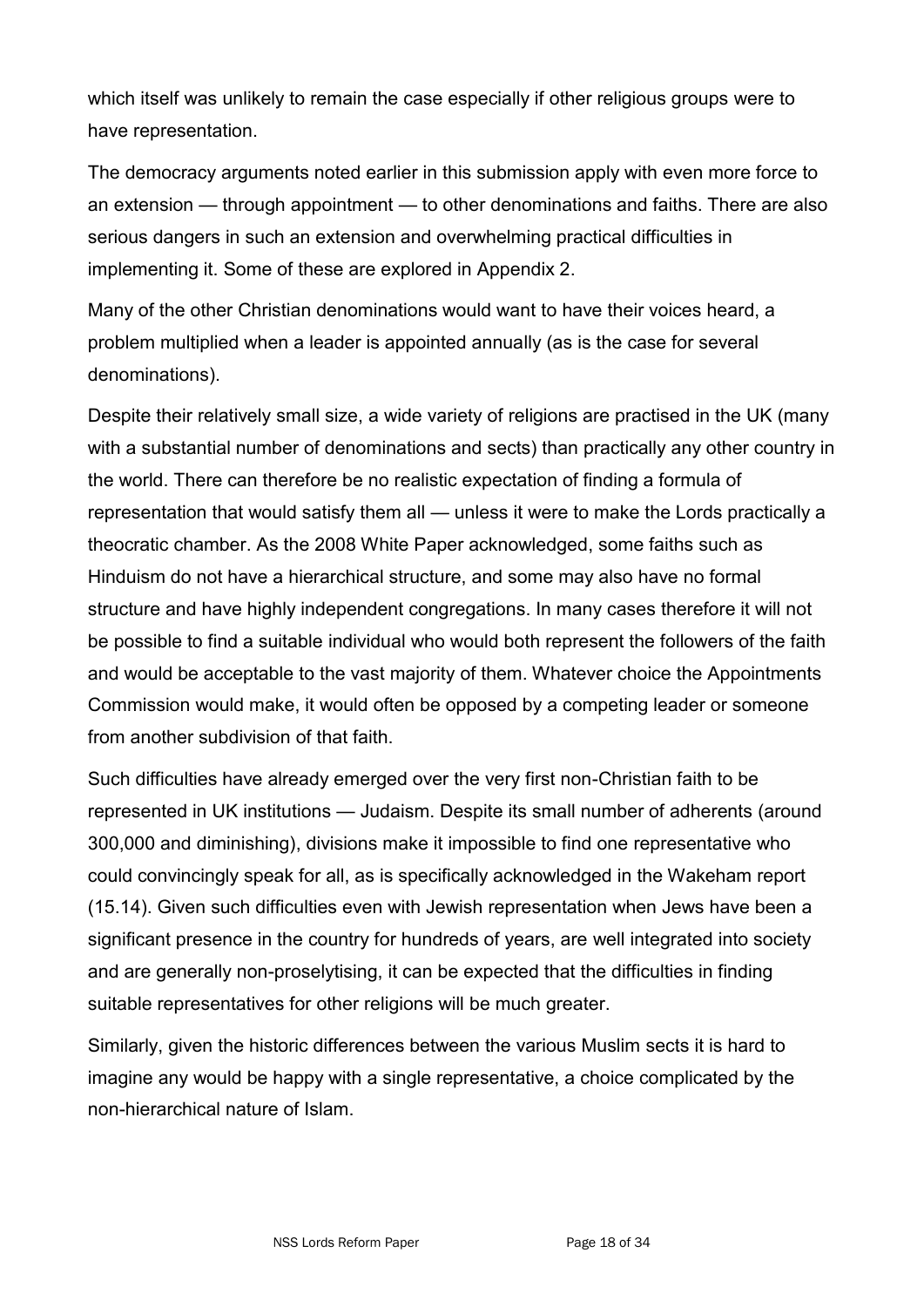which itself was unlikely to remain the case especially if other religious groups were to have representation.

The democracy arguments noted earlier in this submission apply with even more force to an extension — through appointment — to other denominations and faiths. There are also serious dangers in such an extension and overwhelming practical difficulties in implementing it. Some of these are explored in Appendix 2.

Many of the other Christian denominations would want to have their voices heard, a problem multiplied when a leader is appointed annually (as is the case for several denominations).

Despite their relatively small size, a wide variety of religions are practised in the UK (many with a substantial number of denominations and sects) than practically any other country in the world. There can therefore be no realistic expectation of finding a formula of representation that would satisfy them all — unless it were to make the Lords practically a theocratic chamber. As the 2008 White Paper acknowledged, some faiths such as Hinduism do not have a hierarchical structure, and some may also have no formal structure and have highly independent congregations. In many cases therefore it will not be possible to find a suitable individual who would both represent the followers of the faith and would be acceptable to the vast majority of them. Whatever choice the Appointments Commission would make, it would often be opposed by a competing leader or someone from another subdivision of that faith.

Such difficulties have already emerged over the very first non-Christian faith to be represented in UK institutions — Judaism. Despite its small number of adherents (around 300,000 and diminishing), divisions make it impossible to find one representative who could convincingly speak for all, as is specifically acknowledged in the Wakeham report (15.14). Given such difficulties even with Jewish representation when Jews have been a significant presence in the country for hundreds of years, are well integrated into society and are generally non-proselytising, it can be expected that the difficulties in finding suitable representatives for other religions will be much greater.

Similarly, given the historic differences between the various Muslim sects it is hard to imagine any would be happy with a single representative, a choice complicated by the non-hierarchical nature of Islam.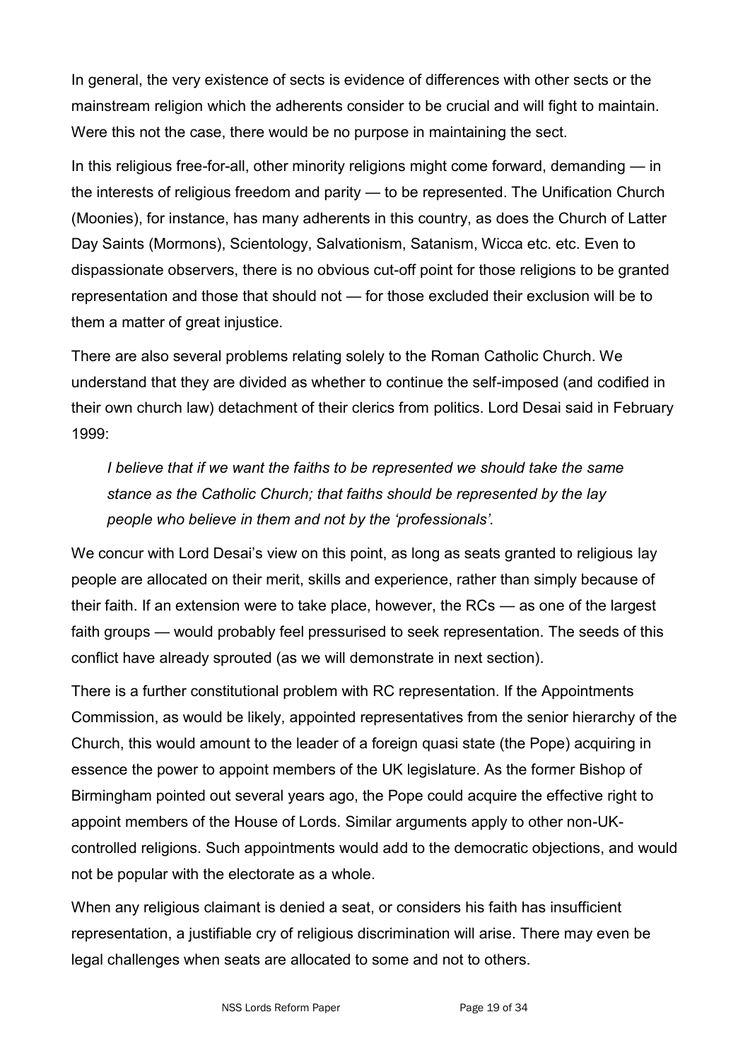In general, the very existence of sects is evidence of differences with other sects or the mainstream religion which the adherents consider to be crucial and will fight to maintain. Were this not the case, there would be no purpose in maintaining the sect.

In this religious free-for-all, other minority religions might come forward, demanding — in the interests of religious freedom and parity — to be represented. The Unification Church (Moonies), for instance, has many adherents in this country, as does the Church of Latter Day Saints (Mormons), Scientology, Salvationism, Satanism, Wicca etc. etc. Even to dispassionate observers, there is no obvious cut-off point for those religions to be granted representation and those that should not — for those excluded their exclusion will be to them a matter of great injustice.

There are also several problems relating solely to the Roman Catholic Church. We understand that they are divided as whether to continue the self-imposed (and codified in their own church law) detachment of their clerics from politics. Lord Desai said in February 1999:

> *I believe that if we want the faiths to be represented we should take the same stance as the Catholic Church; that faiths should be represented by the lay people who believe in them and not by the 'professionals'.*

We concur with Lord Desai's view on this point, as long as seats granted to religious lay people are allocated on their merit, skills and experience, rather than simply because of their faith. If an extension were to take place, however, the RCs — as one of the largest faith groups — would probably feel pressurised to seek representation. The seeds of this conflict have already sprouted (as we will demonstrate in next section).

There is a further constitutional problem with RC representation. If the Appointments Commission, as would be likely, appointed representatives from the senior hierarchy of the Church, this would amount to the leader of a foreign quasi state (the Pope) acquiring in essence the power to appoint members of the UK legislature. As the former Bishop of Birmingham pointed out several years ago, the Pope could acquire the effective right to appoint members of the House of Lords. Similar arguments apply to other non-UK-controlled religions. Such appointments would add to the democratic objections, and would not be popular with the electorate as a whole.

When any religious claimant is denied a seat, or considers his faith has insufficient representation, a justifiable cry of religious discrimination will arise. There may even be legal challenges when seats are allocated to some and not to others.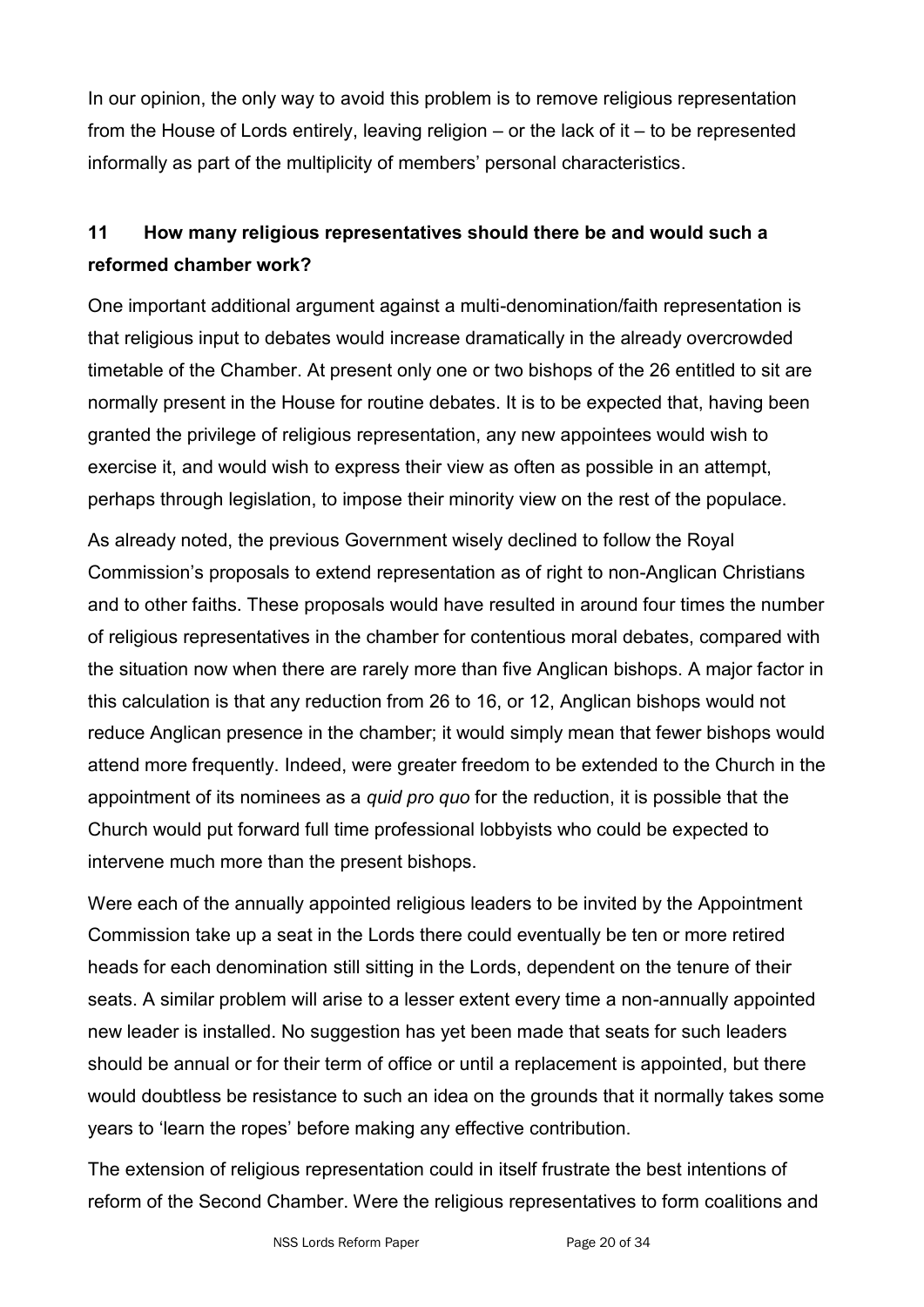In our opinion, the only way to avoid this problem is to remove religious representation from the House of Lords entirely, leaving religion – or the lack of it – to be represented informally as part of the multiplicity of members' personal characteristics.

## 11 How many religious representatives should there be and would such a reformed chamber work?

One important additional argument against a multi-denomination/faith representation is that religious input to debates would increase dramatically in the already overcrowded timetable of the Chamber. At present only one or two bishops of the 26 entitled to sit are normally present in the House for routine debates. It is to be expected that, having been granted the privilege of religious representation, any new appointees would wish to exercise it, and would wish to express their view as often as possible in an attempt, perhaps through legislation, to impose their minority view on the rest of the populace.

As already noted, the previous Government wisely declined to follow the Royal Commission's proposals to extend representation as of right to non-Anglican Christians and to other faiths. These proposals would have resulted in around four times the number of religious representatives in the chamber for contentious moral debates, compared with the situation now when there are rarely more than five Anglican bishops. A major factor in this calculation is that any reduction from 26 to 16, or 12, Anglican bishops would not reduce Anglican presence in the chamber; it would simply mean that fewer bishops would attend more frequently. Indeed, were greater freedom to be extended to the Church in the appointment of its nominees as a *quid pro quo* for the reduction, it is possible that the Church would put forward full time professional lobbyists who could be expected to intervene much more than the present bishops.

Were each of the annually appointed religious leaders to be invited by the Appointment Commission take up a seat in the Lords there could eventually be ten or more retired heads for each denomination still sitting in the Lords, dependent on the tenure of their seats. A similar problem will arise to a lesser extent every time a non-annually appointed new leader is installed. No suggestion has yet been made that seats for such leaders should be annual or for their term of office or until a replacement is appointed, but there would doubtless be resistance to such an idea on the grounds that it normally takes some years to 'learn the ropes' before making any effective contribution.

The extension of religious representation could in itself frustrate the best intentions of reform of the Second Chamber. Were the religious representatives to form coalitions and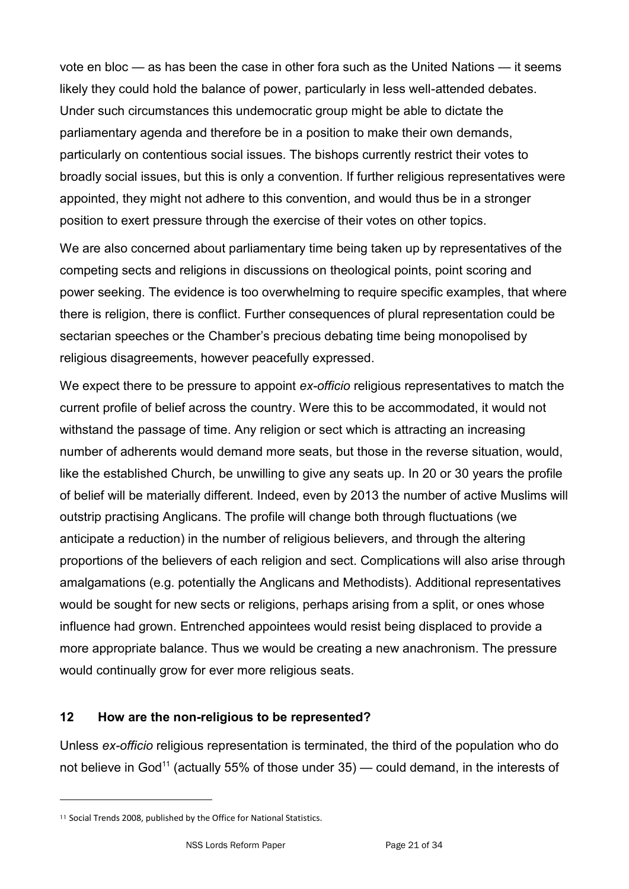vote en bloc — as has been the case in other fora such as the United Nations — it seems likely they could hold the balance of power, particularly in less well-attended debates. Under such circumstances this undemocratic group might be able to dictate the parliamentary agenda and therefore be in a position to make their own demands, particularly on contentious social issues. The bishops currently restrict their votes to broadly social issues, but this is only a convention. If further religious representatives were appointed, they might not adhere to this convention, and would thus be in a stronger position to exert pressure through the exercise of their votes on other topics.

We are also concerned about parliamentary time being taken up by representatives of the competing sects and religions in discussions on theological points, point scoring and power seeking. The evidence is too overwhelming to require specific examples, that where there is religion, there is conflict. Further consequences of plural representation could be sectarian speeches or the Chamber's precious debating time being monopolised by religious disagreements, however peacefully expressed.

We expect there to be pressure to appoint *ex-officio* religious representatives to match the current profile of belief across the country. Were this to be accommodated, it would not withstand the passage of time. Any religion or sect which is attracting an increasing number of adherents would demand more seats, but those in the reverse situation, would, like the established Church, be unwilling to give any seats up. In 20 or 30 years the profile of belief will be materially different. Indeed, even by 2013 the number of active Muslims will outstrip practising Anglicans. The profile will change both through fluctuations (we anticipate a reduction) in the number of religious believers, and through the altering proportions of the believers of each religion and sect. Complications will also arise through amalgamations (e.g. potentially the Anglicans and Methodists). Additional representatives would be sought for new sects or religions, perhaps arising from a split, or ones whose influence had grown. Entrenched appointees would resist being displaced to provide a more appropriate balance. Thus we would be creating a new anachronism. The pressure would continually grow for ever more religious seats.

## 12 How are the non-religious to be represented?

Unless *ex-officio* religious representation is terminated, the third of the population who do not believe in God[11] (actually 55% of those under 35) — could demand, in the interests of

[11] Social Trends 2008, published by the Office for National Statistics.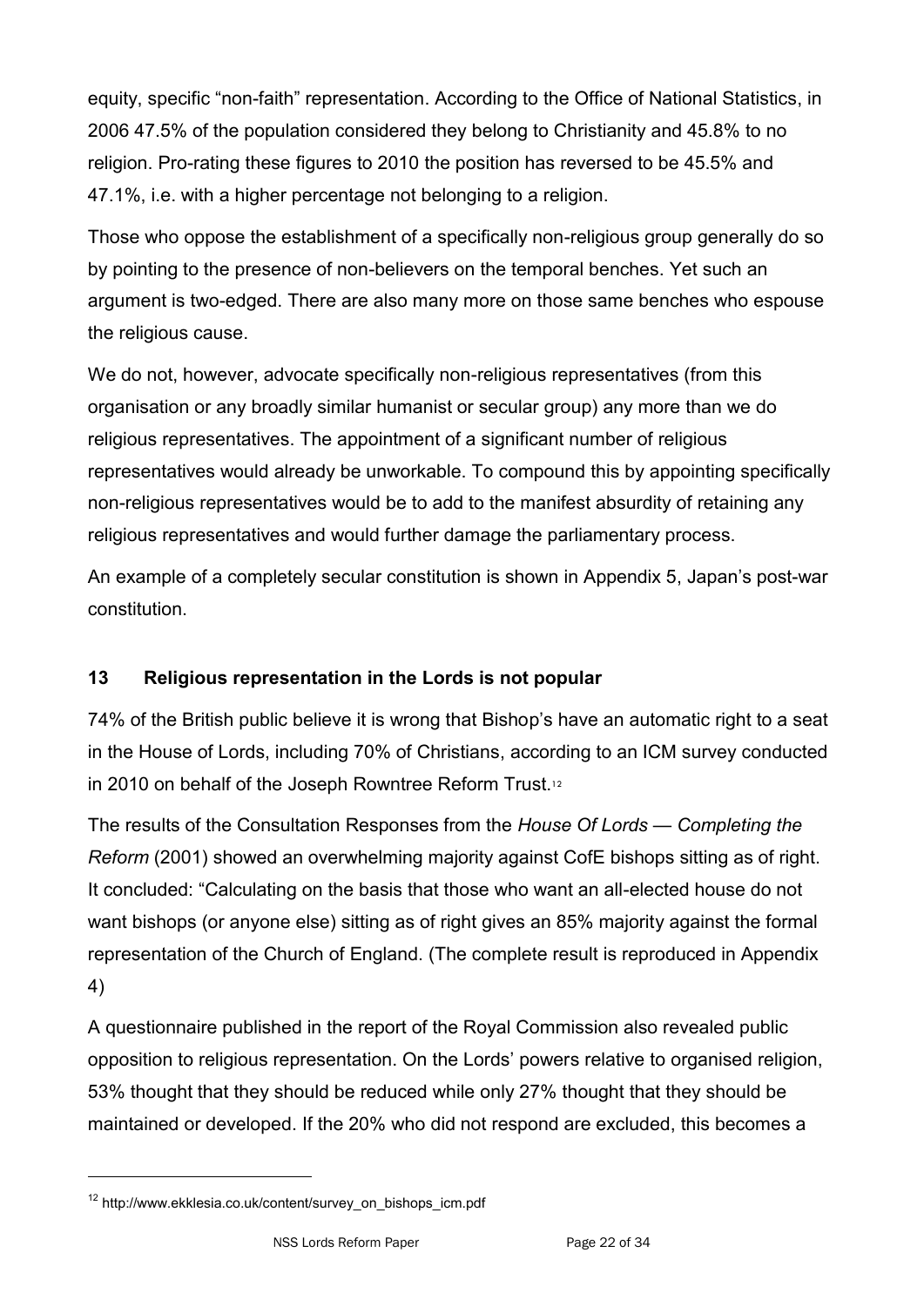equity, specific "non-faith" representation. According to the Office of National Statistics, in 2006 47.5% of the population considered they belong to Christianity and 45.8% to no religion. Pro-rating these figures to 2010 the position has reversed to be 45.5% and 47.1%, i.e. with a higher percentage not belonging to a religion.

Those who oppose the establishment of a specifically non-religious group generally do so by pointing to the presence of non-believers on the temporal benches. Yet such an argument is two-edged. There are also many more on those same benches who espouse the religious cause.

We do not, however, advocate specifically non-religious representatives (from this organisation or any broadly similar humanist or secular group) any more than we do religious representatives. The appointment of a significant number of religious representatives would already be unworkable. To compound this by appointing specifically non-religious representatives would be to add to the manifest absurdity of retaining any religious representatives and would further damage the parliamentary process.

An example of a completely secular constitution is shown in Appendix 5, Japan's post-war constitution.

## 13 Religious representation in the Lords is not popular

74% of the British public believe it is wrong that Bishop's have an automatic right to a seat in the House of Lords, including 70% of Christians, according to an ICM survey conducted in 2010 on behalf of the Joseph Rowntree Reform Trust.[12]

The results of the Consultation Responses from the *House Of Lords — Completing the Reform* (2001) showed an overwhelming majority against CofE bishops sitting as of right. It concluded: "Calculating on the basis that those who want an all-elected house do not want bishops (or anyone else) sitting as of right gives an 85% majority against the formal representation of the Church of England. (The complete result is reproduced in Appendix 4)

A questionnaire published in the report of the Royal Commission also revealed public opposition to religious representation. On the Lords' powers relative to organised religion, 53% thought that they should be reduced while only 27% thought that they should be maintained or developed. If the 20% who did not respond are excluded, this becomes a

[12] http://www.ekklesia.co.uk/content/survey_on_bishops_icm.pdf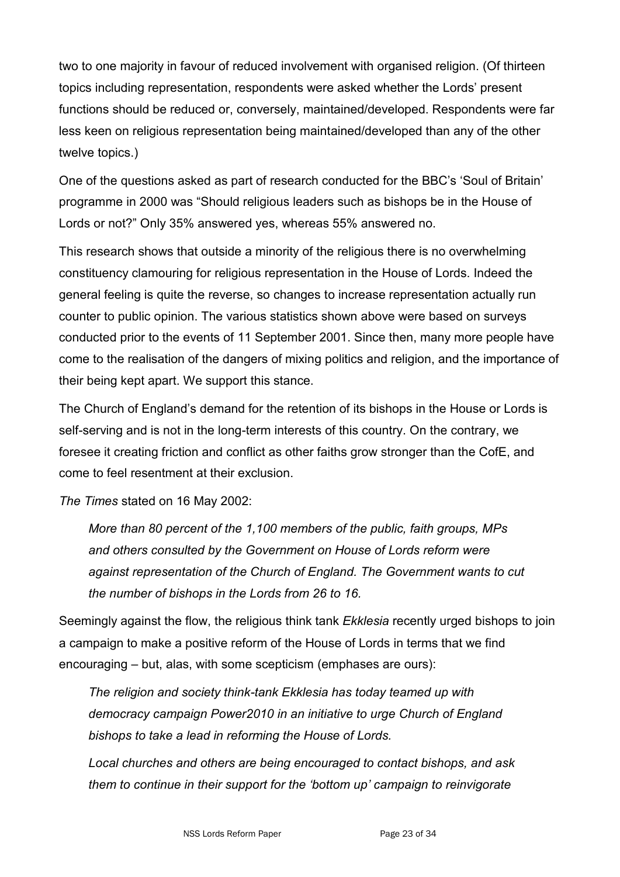two to one majority in favour of reduced involvement with organised religion. (Of thirteen topics including representation, respondents were asked whether the Lords' present functions should be reduced or, conversely, maintained/developed. Respondents were far less keen on religious representation being maintained/developed than any of the other twelve topics.)

One of the questions asked as part of research conducted for the BBC's 'Soul of Britain' programme in 2000 was "Should religious leaders such as bishops be in the House of Lords or not?" Only 35% answered yes, whereas 55% answered no.

This research shows that outside a minority of the religious there is no overwhelming constituency clamouring for religious representation in the House of Lords. Indeed the general feeling is quite the reverse, so changes to increase representation actually run counter to public opinion. The various statistics shown above were based on surveys conducted prior to the events of 11 September 2001. Since then, many more people have come to the realisation of the dangers of mixing politics and religion, and the importance of their being kept apart. We support this stance.

The Church of England's demand for the retention of its bishops in the House or Lords is self-serving and is not in the long-term interests of this country. On the contrary, we foresee it creating friction and conflict as other faiths grow stronger than the CofE, and come to feel resentment at their exclusion.

*The Times* stated on 16 May 2002:

> *More than 80 percent of the 1,100 members of the public, faith groups, MPs and others consulted by the Government on House of Lords reform were against representation of the Church of England. The Government wants to cut the number of bishops in the Lords from 26 to 16.*

Seemingly against the flow, the religious think tank *Ekklesia* recently urged bishops to join a campaign to make a positive reform of the House of Lords in terms that we find encouraging – but, alas, with some scepticism (emphases are ours):

> *The religion and society think-tank Ekklesia has today teamed up with democracy campaign Power2010 in an initiative to urge Church of England bishops to take a lead in reforming the House of Lords.*
>
> *Local churches and others are being encouraged to contact bishops, and ask them to continue in their support for the 'bottom up' campaign to reinvigorate*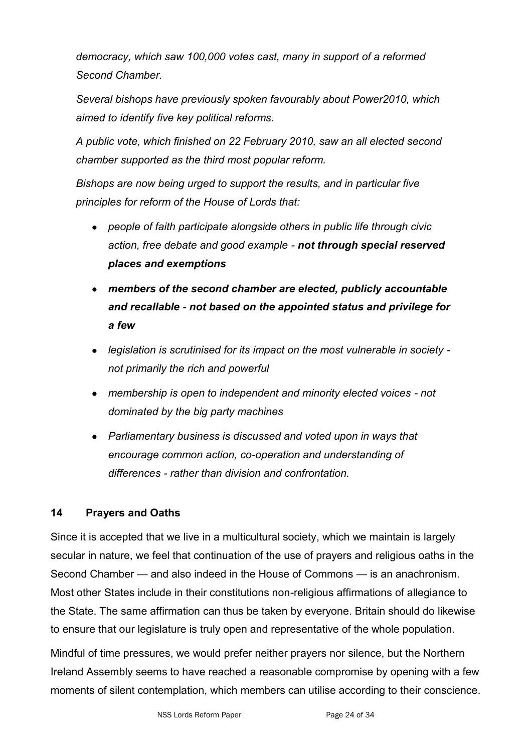*democracy, which saw 100,000 votes cast, many in support of a reformed Second Chamber.*

*Several bishops have previously spoken favourably about Power2010, which aimed to identify five key political reforms.*

*A public vote, which finished on 22 February 2010, saw an all elected second chamber supported as the third most popular reform.*

*Bishops are now being urged to support the results, and in particular five principles for reform of the House of Lords that:*

- *people of faith participate alongside others in public life through civic action, free debate and good example -* ***not through special reserved places and exemptions***
- ***members of the second chamber are elected, publicly accountable and recallable - not based on the appointed status and privilege for a few***
- *legislation is scrutinised for its impact on the most vulnerable in society - not primarily the rich and powerful*
- *membership is open to independent and minority elected voices - not dominated by the big party machines*
- *Parliamentary business is discussed and voted upon in ways that encourage common action, co-operation and understanding of differences - rather than division and confrontation.*

## 14 Prayers and Oaths

Since it is accepted that we live in a multicultural society, which we maintain is largely secular in nature, we feel that continuation of the use of prayers and religious oaths in the Second Chamber — and also indeed in the House of Commons — is an anachronism. Most other States include in their constitutions non-religious affirmations of allegiance to the State. The same affirmation can thus be taken by everyone. Britain should do likewise to ensure that our legislature is truly open and representative of the whole population.

Mindful of time pressures, we would prefer neither prayers nor silence, but the Northern Ireland Assembly seems to have reached a reasonable compromise by opening with a few moments of silent contemplation, which members can utilise according to their conscience.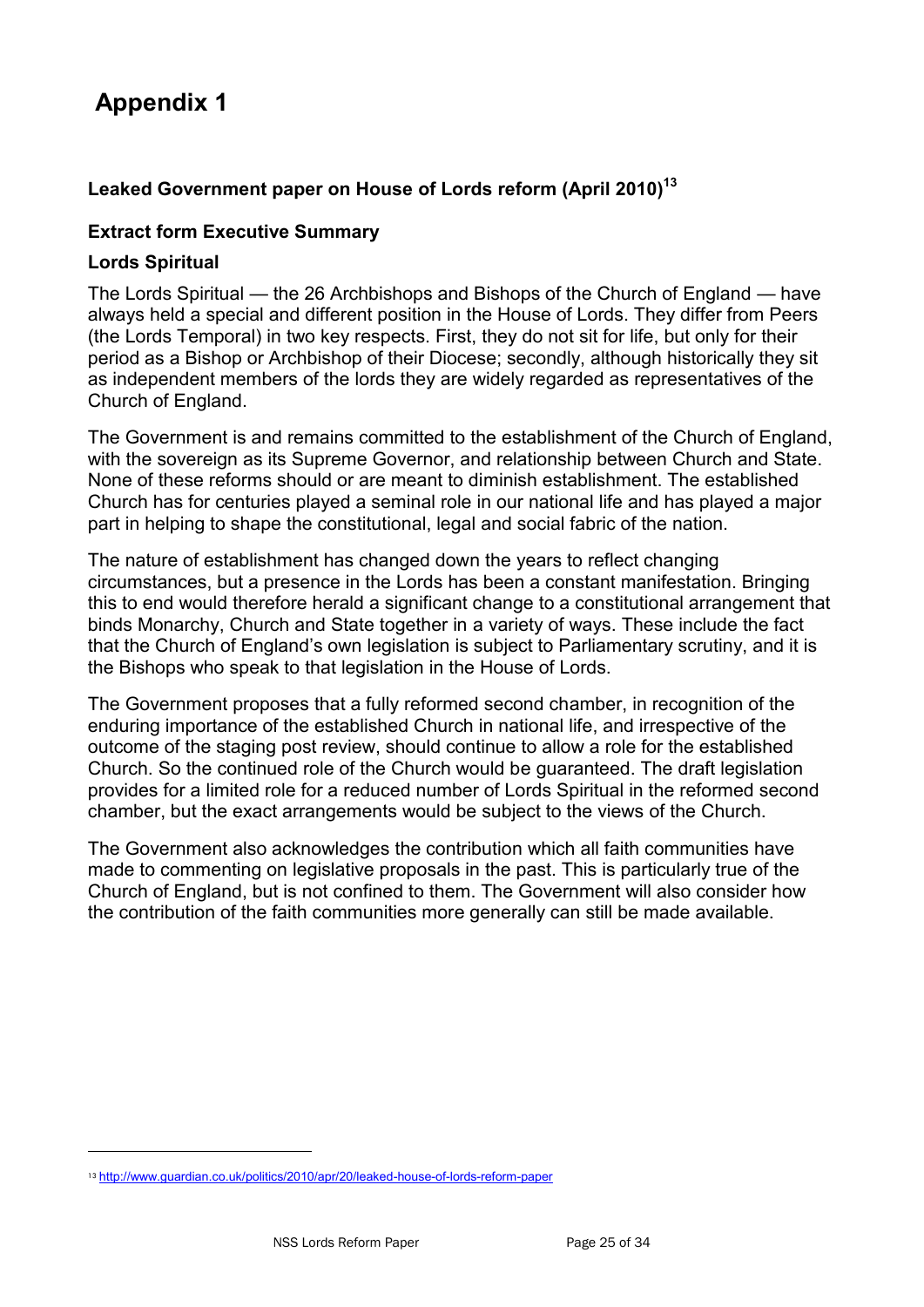# Appendix 1

### Leaked Government paper on House of Lords reform (April 2010)[13]

**Extract form Executive Summary**

**Lords Spiritual**

The Lords Spiritual — the 26 Archbishops and Bishops of the Church of England — have always held a special and different position in the House of Lords. They differ from Peers (the Lords Temporal) in two key respects. First, they do not sit for life, but only for their period as a Bishop or Archbishop of their Diocese; secondly, although historically they sit as independent members of the lords they are widely regarded as representatives of the Church of England.

The Government is and remains committed to the establishment of the Church of England, with the sovereign as its Supreme Governor, and relationship between Church and State. None of these reforms should or are meant to diminish establishment. The established Church has for centuries played a seminal role in our national life and has played a major part in helping to shape the constitutional, legal and social fabric of the nation.

The nature of establishment has changed down the years to reflect changing circumstances, but a presence in the Lords has been a constant manifestation. Bringing this to end would therefore herald a significant change to a constitutional arrangement that binds Monarchy, Church and State together in a variety of ways. These include the fact that the Church of England's own legislation is subject to Parliamentary scrutiny, and it is the Bishops who speak to that legislation in the House of Lords.

The Government proposes that a fully reformed second chamber, in recognition of the enduring importance of the established Church in national life, and irrespective of the outcome of the staging post review, should continue to allow a role for the established Church. So the continued role of the Church would be guaranteed. The draft legislation provides for a limited role for a reduced number of Lords Spiritual in the reformed second chamber, but the exact arrangements would be subject to the views of the Church.

The Government also acknowledges the contribution which all faith communities have made to commenting on legislative proposals in the past. This is particularly true of the Church of England, but is not confined to them. The Government will also consider how the contribution of the faith communities more generally can still be made available.

---

[13] http://www.guardian.co.uk/politics/2010/apr/20/leaked-house-of-lords-reform-paper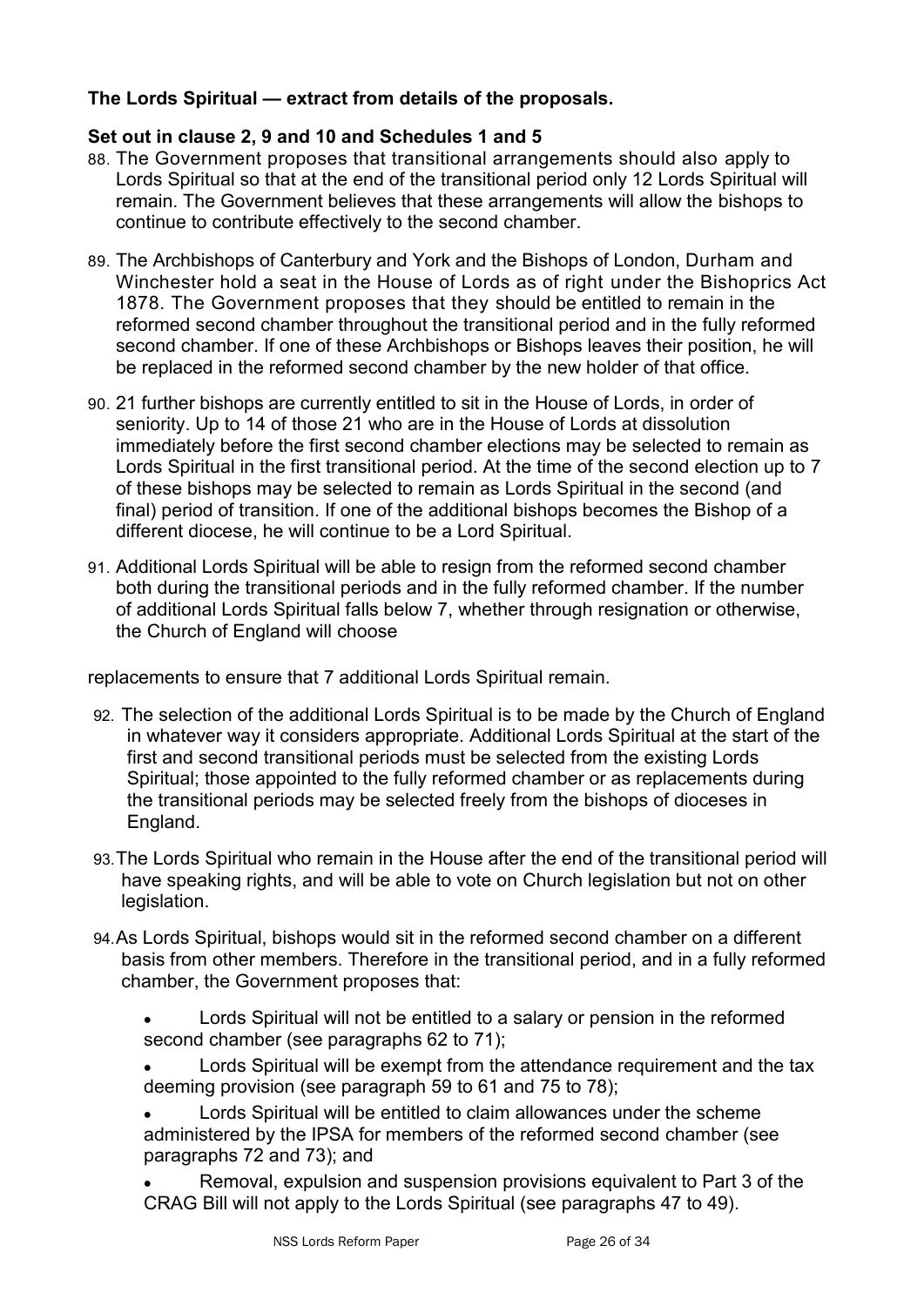**The Lords Spiritual — extract from details of the proposals.**

**Set out in clause 2, 9 and 10 and Schedules 1 and 5**

88. The Government proposes that transitional arrangements should also apply to Lords Spiritual so that at the end of the transitional period only 12 Lords Spiritual will remain. The Government believes that these arrangements will allow the bishops to continue to contribute effectively to the second chamber.

89. The Archbishops of Canterbury and York and the Bishops of London, Durham and Winchester hold a seat in the House of Lords as of right under the Bishoprics Act 1878. The Government proposes that they should be entitled to remain in the reformed second chamber throughout the transitional period and in the fully reformed second chamber. If one of these Archbishops or Bishops leaves their position, he will be replaced in the reformed second chamber by the new holder of that office.

90. 21 further bishops are currently entitled to sit in the House of Lords, in order of seniority. Up to 14 of those 21 who are in the House of Lords at dissolution immediately before the first second chamber elections may be selected to remain as Lords Spiritual in the first transitional period. At the time of the second election up to 7 of these bishops may be selected to remain as Lords Spiritual in the second (and final) period of transition. If one of the additional bishops becomes the Bishop of a different diocese, he will continue to be a Lord Spiritual.

91. Additional Lords Spiritual will be able to resign from the reformed second chamber both during the transitional periods and in the fully reformed chamber. If the number of additional Lords Spiritual falls below 7, whether through resignation or otherwise, the Church of England will choose replacements to ensure that 7 additional Lords Spiritual remain.

92. The selection of the additional Lords Spiritual is to be made by the Church of England in whatever way it considers appropriate. Additional Lords Spiritual at the start of the first and second transitional periods must be selected from the existing Lords Spiritual; those appointed to the fully reformed chamber or as replacements during the transitional periods may be selected freely from the bishops of dioceses in England.

93. The Lords Spiritual who remain in the House after the end of the transitional period will have speaking rights, and will be able to vote on Church legislation but not on other legislation.

94. As Lords Spiritual, bishops would sit in the reformed second chamber on a different basis from other members. Therefore in the transitional period, and in a fully reformed chamber, the Government proposes that:

- Lords Spiritual will not be entitled to a salary or pension in the reformed second chamber (see paragraphs 62 to 71);
- Lords Spiritual will be exempt from the attendance requirement and the tax deeming provision (see paragraph 59 to 61 and 75 to 78);
- Lords Spiritual will be entitled to claim allowances under the scheme administered by the IPSA for members of the reformed second chamber (see paragraphs 72 and 73); and
- Removal, expulsion and suspension provisions equivalent to Part 3 of the CRAG Bill will not apply to the Lords Spiritual (see paragraphs 47 to 49).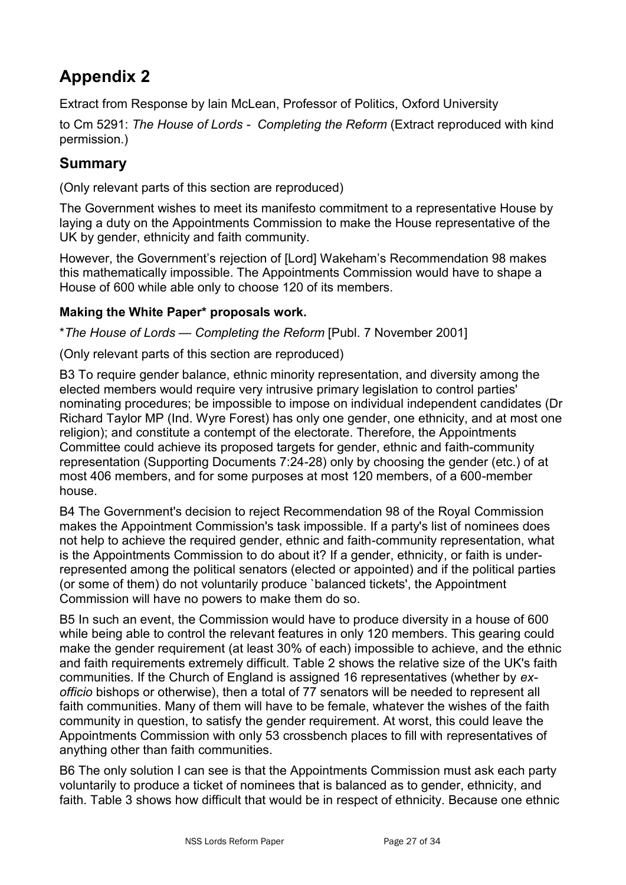# Appendix 2

Extract from Response by Iain McLean, Professor of Politics, Oxford University

to Cm 5291: *The House of Lords - Completing the Reform* (Extract reproduced with kind permission.)

## Summary

(Only relevant parts of this section are reproduced)

The Government wishes to meet its manifesto commitment to a representative House by laying a duty on the Appointments Commission to make the House representative of the UK by gender, ethnicity and faith community.

However, the Government's rejection of [Lord] Wakeham's Recommendation 98 makes this mathematically impossible. The Appointments Commission would have to shape a House of 600 while able only to choose 120 of its members.

### Making the White Paper* proposals work.

**The House of Lords — Completing the Reform* [Publ. 7 November 2001]

(Only relevant parts of this section are reproduced)

B3 To require gender balance, ethnic minority representation, and diversity among the elected members would require very intrusive primary legislation to control parties' nominating procedures; be impossible to impose on individual independent candidates (Dr Richard Taylor MP (Ind. Wyre Forest) has only one gender, one ethnicity, and at most one religion); and constitute a contempt of the electorate. Therefore, the Appointments Committee could achieve its proposed targets for gender, ethnic and faith-community representation (Supporting Documents 7:24-28) only by choosing the gender (etc.) of at most 406 members, and for some purposes at most 120 members, of a 600-member house.

B4 The Government's decision to reject Recommendation 98 of the Royal Commission makes the Appointment Commission's task impossible. If a party's list of nominees does not help to achieve the required gender, ethnic and faith-community representation, what is the Appointments Commission to do about it? If a gender, ethnicity, or faith is under-represented among the political senators (elected or appointed) and if the political parties (or some of them) do not voluntarily produce `balanced tickets', the Appointment Commission will have no powers to make them do so.

B5 In such an event, the Commission would have to produce diversity in a house of 600 while being able to control the relevant features in only 120 members. This gearing could make the gender requirement (at least 30% of each) impossible to achieve, and the ethnic and faith requirements extremely difficult. Table 2 shows the relative size of the UK's faith communities. If the Church of England is assigned 16 representatives (whether by *ex-officio* bishops or otherwise), then a total of 77 senators will be needed to represent all faith communities. Many of them will have to be female, whatever the wishes of the faith community in question, to satisfy the gender requirement. At worst, this could leave the Appointments Commission with only 53 crossbench places to fill with representatives of anything other than faith communities.

B6 The only solution I can see is that the Appointments Commission must ask each party voluntarily to produce a ticket of nominees that is balanced as to gender, ethnicity, and faith. Table 3 shows how difficult that would be in respect of ethnicity. Because one ethnic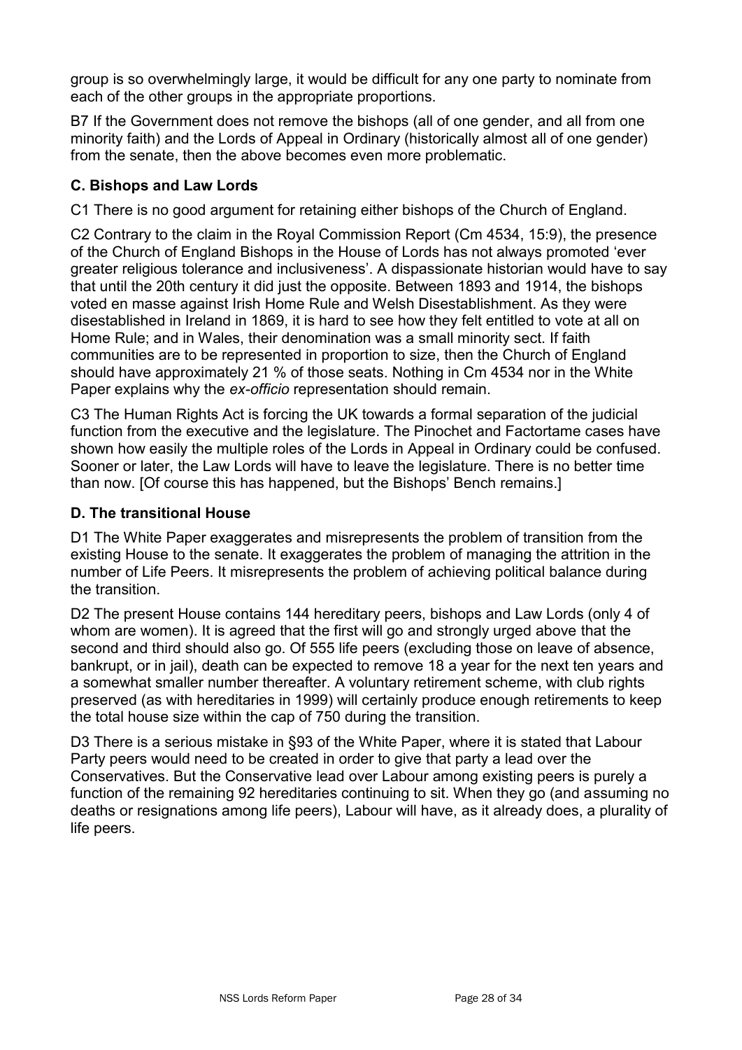group is so overwhelmingly large, it would be difficult for any one party to nominate from each of the other groups in the appropriate proportions.

B7 If the Government does not remove the bishops (all of one gender, and all from one minority faith) and the Lords of Appeal in Ordinary (historically almost all of one gender) from the senate, then the above becomes even more problematic.

### C. Bishops and Law Lords

C1 There is no good argument for retaining either bishops of the Church of England.

C2 Contrary to the claim in the Royal Commission Report (Cm 4534, 15:9), the presence of the Church of England Bishops in the House of Lords has not always promoted 'ever greater religious tolerance and inclusiveness'. A dispassionate historian would have to say that until the 20th century it did just the opposite. Between 1893 and 1914, the bishops voted en masse against Irish Home Rule and Welsh Disestablishment. As they were disestablished in Ireland in 1869, it is hard to see how they felt entitled to vote at all on Home Rule; and in Wales, their denomination was a small minority sect. If faith communities are to be represented in proportion to size, then the Church of England should have approximately 21 % of those seats. Nothing in Cm 4534 nor in the White Paper explains why the *ex-officio* representation should remain.

C3 The Human Rights Act is forcing the UK towards a formal separation of the judicial function from the executive and the legislature. The Pinochet and Factortame cases have shown how easily the multiple roles of the Lords in Appeal in Ordinary could be confused. Sooner or later, the Law Lords will have to leave the legislature. There is no better time than now. [Of course this has happened, but the Bishops' Bench remains.]

### D. The transitional House

D1 The White Paper exaggerates and misrepresents the problem of transition from the existing House to the senate. It exaggerates the problem of managing the attrition in the number of Life Peers. It misrepresents the problem of achieving political balance during the transition.

D2 The present House contains 144 hereditary peers, bishops and Law Lords (only 4 of whom are women). It is agreed that the first will go and strongly urged above that the second and third should also go. Of 555 life peers (excluding those on leave of absence, bankrupt, or in jail), death can be expected to remove 18 a year for the next ten years and a somewhat smaller number thereafter. A voluntary retirement scheme, with club rights preserved (as with hereditaries in 1999) will certainly produce enough retirements to keep the total house size within the cap of 750 during the transition.

D3 There is a serious mistake in §93 of the White Paper, where it is stated that Labour Party peers would need to be created in order to give that party a lead over the Conservatives. But the Conservative lead over Labour among existing peers is purely a function of the remaining 92 hereditaries continuing to sit. When they go (and assuming no deaths or resignations among life peers), Labour will have, as it already does, a plurality of life peers.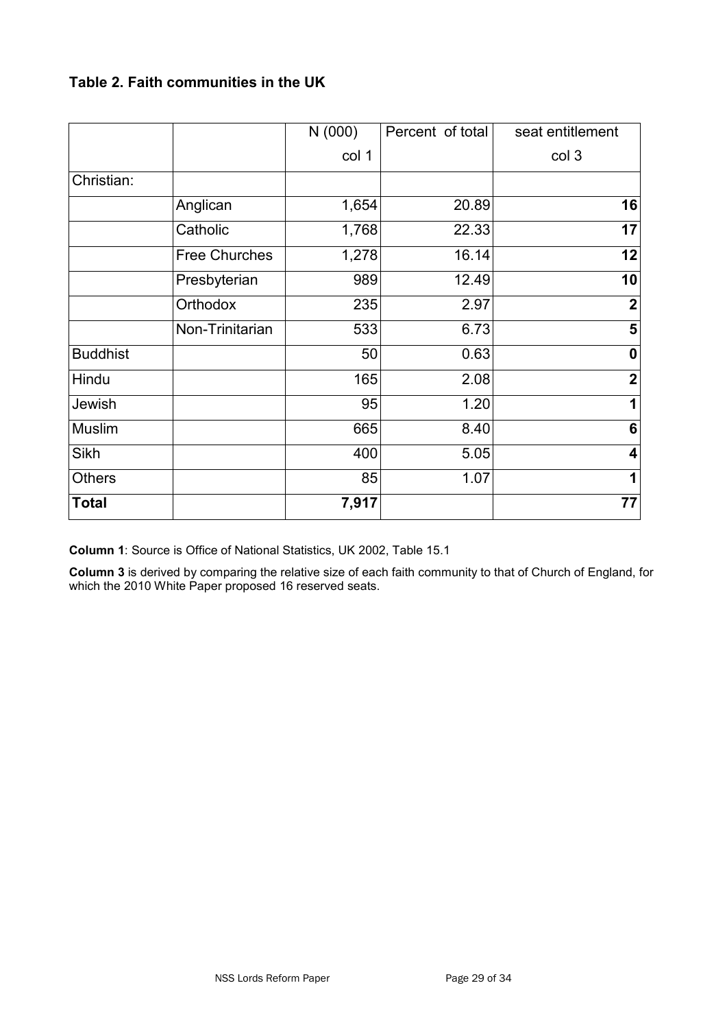## Table 2. Faith communities in the UK

| | | N (000) col 1 | Percent of total | seat entitlement col 3 |
|---|---|---|---|---|
| Christian: | | | | |
| | Anglican | 1,654 | 20.89 | **16** |
| | Catholic | 1,768 | 22.33 | **17** |
| | Free Churches | 1,278 | 16.14 | **12** |
| | Presbyterian | 989 | 12.49 | **10** |
| | Orthodox | 235 | 2.97 | **2** |
| | Non-Trinitarian | 533 | 6.73 | **5** |
| Buddhist | | 50 | 0.63 | **0** |
| Hindu | | 165 | 2.08 | **2** |
| Jewish | | 95 | 1.20 | **1** |
| Muslim | | 665 | 8.40 | **6** |
| Sikh | | 400 | 5.05 | **4** |
| Others | | 85 | 1.07 | **1** |
| **Total** | | **7,917** | | **77** |

**Column 1**: Source is Office of National Statistics, UK 2002, Table 15.1

**Column 3** is derived by comparing the relative size of each faith community to that of Church of England, for which the 2010 White Paper proposed 16 reserved seats.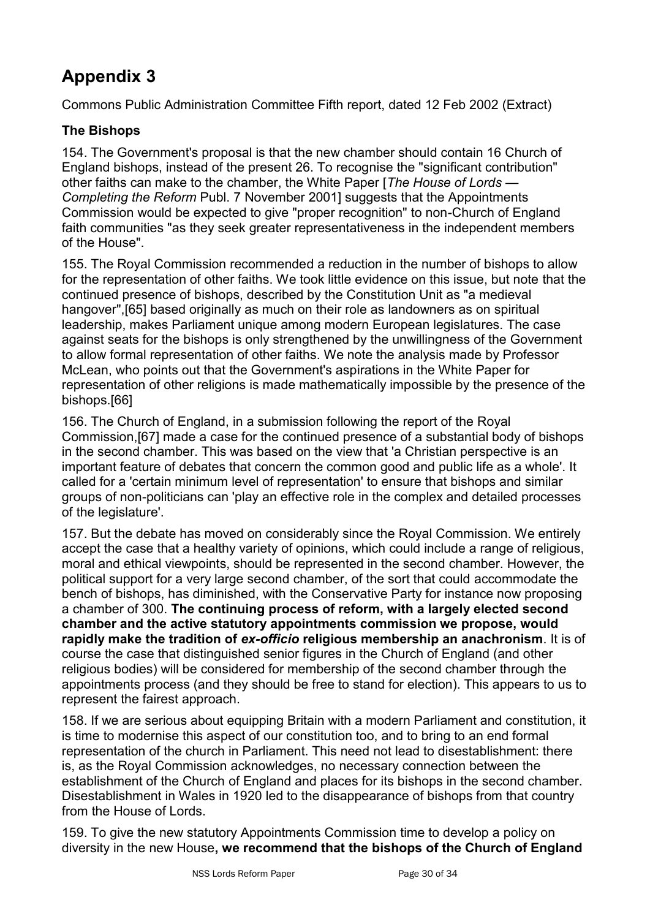# Appendix 3

Commons Public Administration Committee Fifth report, dated 12 Feb 2002 (Extract)

### The Bishops

154. The Government's proposal is that the new chamber should contain 16 Church of England bishops, instead of the present 26. To recognise the "significant contribution" other faiths can make to the chamber, the White Paper [*The House of Lords — Completing the Reform* Publ. 7 November 2001] suggests that the Appointments Commission would be expected to give "proper recognition" to non-Church of England faith communities "as they seek greater representativeness in the independent members of the House".

155. The Royal Commission recommended a reduction in the number of bishops to allow for the representation of other faiths. We took little evidence on this issue, but note that the continued presence of bishops, described by the Constitution Unit as "a medieval hangover",[65] based originally as much on their role as landowners as on spiritual leadership, makes Parliament unique among modern European legislatures. The case against seats for the bishops is only strengthened by the unwillingness of the Government to allow formal representation of other faiths. We note the analysis made by Professor McLean, who points out that the Government's aspirations in the White Paper for representation of other religions is made mathematically impossible by the presence of the bishops.[66]

156. The Church of England, in a submission following the report of the Royal Commission,[67] made a case for the continued presence of a substantial body of bishops in the second chamber. This was based on the view that 'a Christian perspective is an important feature of debates that concern the common good and public life as a whole'. It called for a 'certain minimum level of representation' to ensure that bishops and similar groups of non-politicians can 'play an effective role in the complex and detailed processes of the legislature'.

157. But the debate has moved on considerably since the Royal Commission. We entirely accept the case that a healthy variety of opinions, which could include a range of religious, moral and ethical viewpoints, should be represented in the second chamber. However, the political support for a very large second chamber, of the sort that could accommodate the bench of bishops, has diminished, with the Conservative Party for instance now proposing a chamber of 300. **The continuing process of reform, with a largely elected second chamber and the active statutory appointments commission we propose, would rapidly make the tradition of *ex-officio* religious membership an anachronism**. It is of course the case that distinguished senior figures in the Church of England (and other religious bodies) will be considered for membership of the second chamber through the appointments process (and they should be free to stand for election). This appears to us to represent the fairest approach.

158. If we are serious about equipping Britain with a modern Parliament and constitution, it is time to modernise this aspect of our constitution too, and to bring to an end formal representation of the church in Parliament. This need not lead to disestablishment: there is, as the Royal Commission acknowledges, no necessary connection between the establishment of the Church of England and places for its bishops in the second chamber. Disestablishment in Wales in 1920 led to the disappearance of bishops from that country from the House of Lords.

159. To give the new statutory Appointments Commission time to develop a policy on diversity in the new House**, we recommend that the bishops of the Church of England**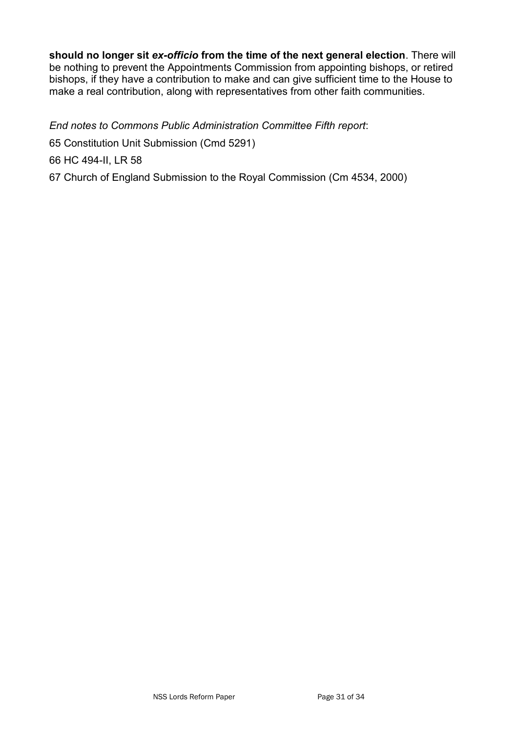**should no longer sit *ex-officio* from the time of the next general election**. There will be nothing to prevent the Appointments Commission from appointing bishops, or retired bishops, if they have a contribution to make and can give sufficient time to the House to make a real contribution, along with representatives from other faith communities.

*End notes to Commons Public Administration Committee Fifth report*:

65 Constitution Unit Submission (Cmd 5291)

66 HC 494-II, LR 58

67 Church of England Submission to the Royal Commission (Cm 4534, 2000)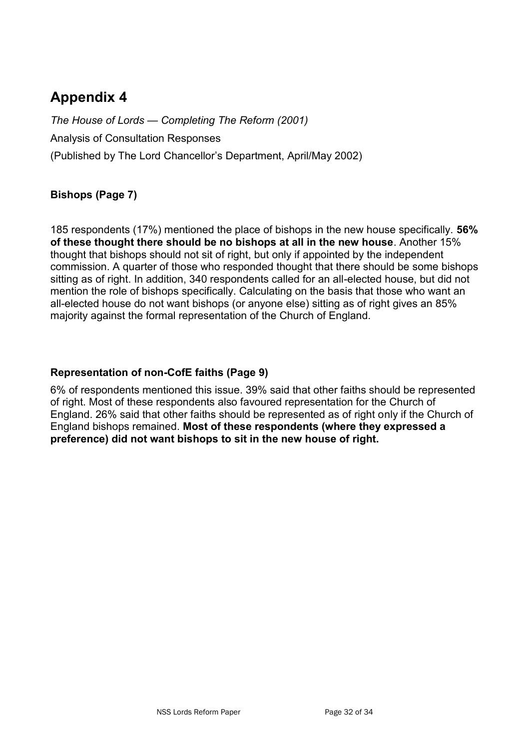# Appendix 4

*The House of Lords — Completing The Reform (2001)*

Analysis of Consultation Responses

(Published by The Lord Chancellor's Department, April/May 2002)

### Bishops (Page 7)

185 respondents (17%) mentioned the place of bishops in the new house specifically. **56% of these thought there should be no bishops at all in the new house**. Another 15% thought that bishops should not sit of right, but only if appointed by the independent commission. A quarter of those who responded thought that there should be some bishops sitting as of right. In addition, 340 respondents called for an all-elected house, but did not mention the role of bishops specifically. Calculating on the basis that those who want an all-elected house do not want bishops (or anyone else) sitting as of right gives an 85% majority against the formal representation of the Church of England.

### Representation of non-CofE faiths (Page 9)

6% of respondents mentioned this issue. 39% said that other faiths should be represented of right. Most of these respondents also favoured representation for the Church of England. 26% said that other faiths should be represented as of right only if the Church of England bishops remained. **Most of these respondents (where they expressed a preference) did not want bishops to sit in the new house of right.**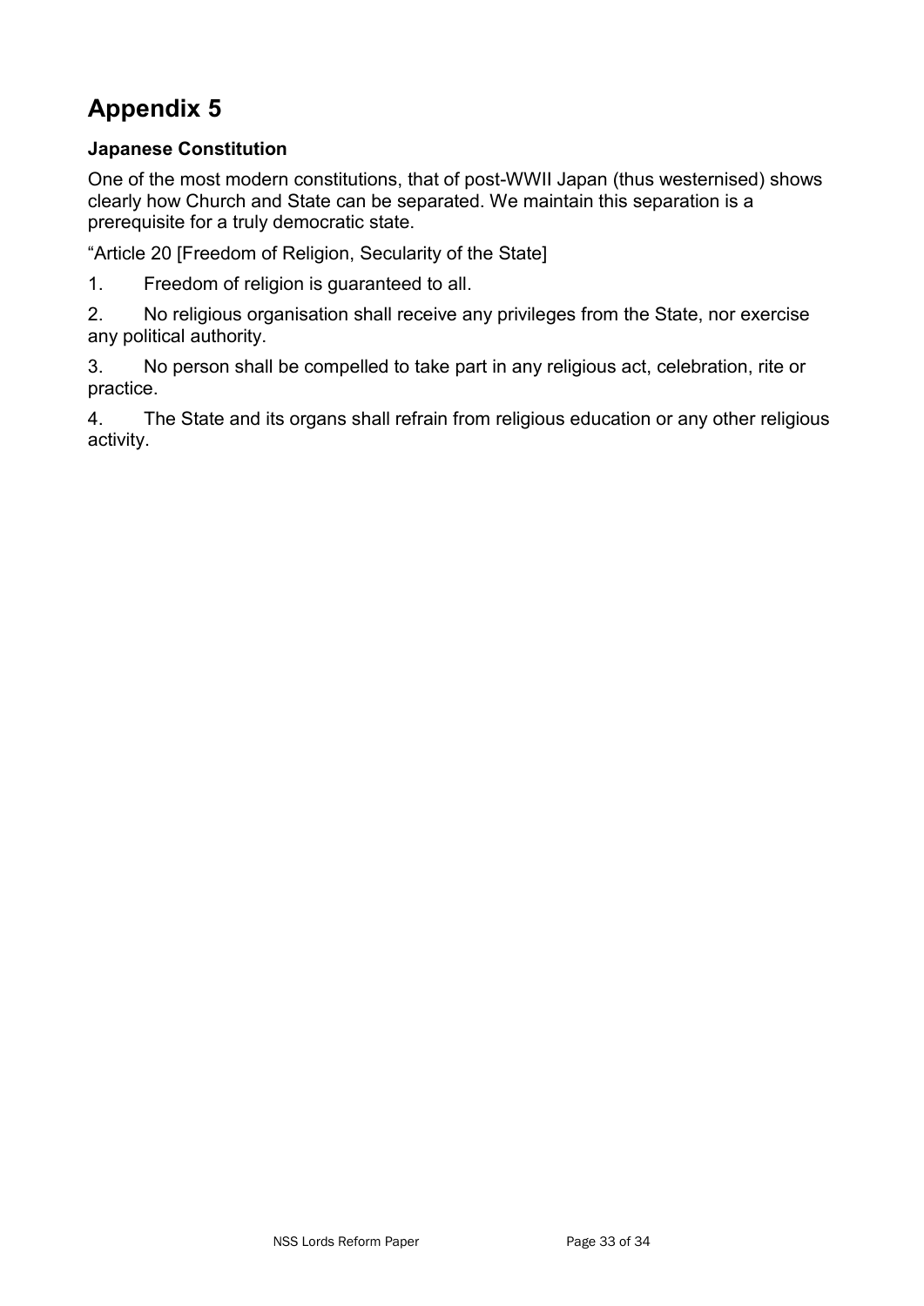# Appendix 5

**Japanese Constitution**

One of the most modern constitutions, that of post-WWII Japan (thus westernised) shows clearly how Church and State can be separated. We maintain this separation is a prerequisite for a truly democratic state.

“Article 20 [Freedom of Religion, Secularity of the State]

1. Freedom of religion is guaranteed to all.
2. No religious organisation shall receive any privileges from the State, nor exercise any political authority.
3. No person shall be compelled to take part in any religious act, celebration, rite or practice.
4. The State and its organs shall refrain from religious education or any other religious activity.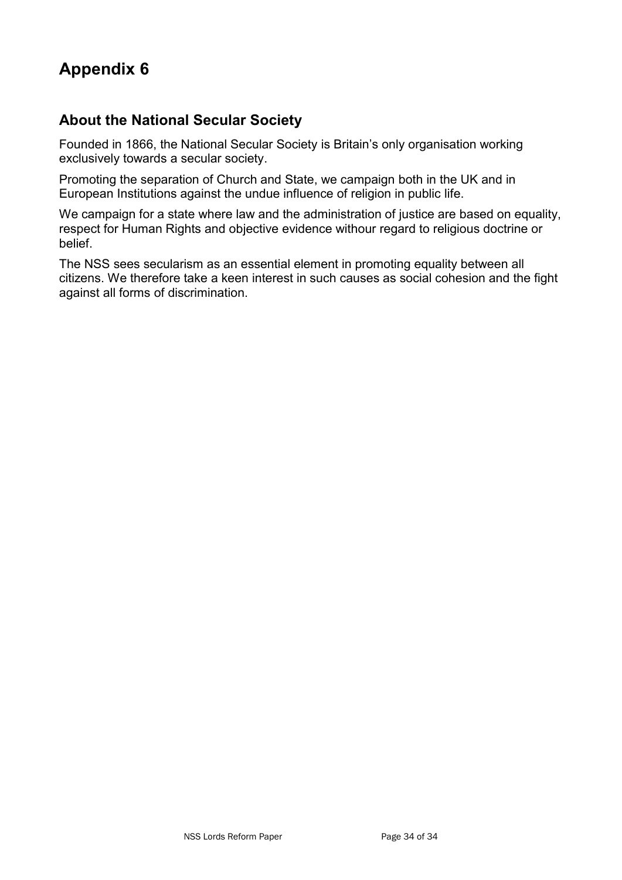# Appendix 6

## About the National Secular Society

Founded in 1866, the National Secular Society is Britain's only organisation working exclusively towards a secular society.

Promoting the separation of Church and State, we campaign both in the UK and in European Institutions against the undue influence of religion in public life.

We campaign for a state where law and the administration of justice are based on equality, respect for Human Rights and objective evidence withour regard to religious doctrine or belief.

The NSS sees secularism as an essential element in promoting equality between all citizens. We therefore take a keen interest in such causes as social cohesion and the fight against all forms of discrimination.